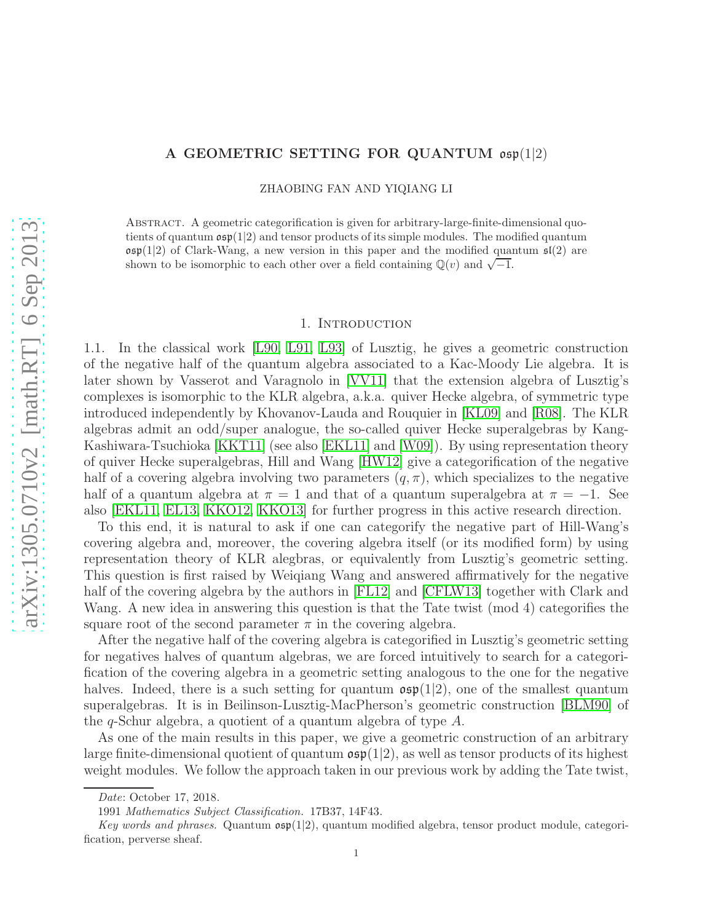# A GEOMETRIC SETTING FOR QUANTUM $\mathfrak{osp}(1|2)$

ZHAOBING FAN AND YIQIANG LI

Abstract. A geometric categorification is given for arbitrary-large-finite-dimensional quotients of quantum $\mathfrak{osp}(1|2)$ and tensor products of its simple modules. The modified quantum $\mathfrak{osp}(1|2)$ of Clark-Wang, a new version in this paper and the modified quantum $\mathfrak{sl}(2)$ are shown to be isomorphic to each other over a field containing $\mathbb{Q}(v)$ and $\sqrt{-1}$.

## 1. Introduction

1.1. In the classical work [L90, L91, L93] of Lusztig, he gives a geometric construction of the negative half of the quantum algebra associated to a Kac-Moody Lie algebra. It is later shown by Vasserot and Varagnolo in [VV11] that the extension algebra of Lusztig's complexes is isomorphic to the KLR algebra, a.k.a. quiver Hecke algebra, of symmetric type introduced independently by Khovanov-Lauda and Rouquier in [KL09] and [R08]. The KLR algebras admit an odd/super analogue, the so-called quiver Hecke superalgebras by Kang-Kashiwara-Tsuchioka [KKT11] (see also [EKL11] and [W09]). By using representation theory of quiver Hecke superalgebras, Hill and Wang [HW12] give a categorification of the negative half of a covering algebra involving two parameters $(q, \pi)$, which specializes to the negative half of a quantum algebra at $\pi = 1$ and that of a quantum superalgebra at $\pi = -1$. See also [EKL11, EL13, KKO12, KKO13] for further progress in this active research direction.

To this end, it is natural to ask if one can categorify the negative part of Hill-Wang's covering algebra and, moreover, the covering algebra itself (or its modified form) by using representation theory of KLR alegbras, or equivalently from Lusztig's geometric setting. This question is first raised by Weiqiang Wang and answered affirmatively for the negative half of the covering algebra by the authors in [FL12] and [CFLW13] together with Clark and Wang. A new idea in answering this question is that the Tate twist (mod 4) categorifies the square root of the second parameter $\pi$ in the covering algebra.

After the negative half of the covering algebra is categorified in Lusztig's geometric setting for negatives halves of quantum algebras, we are forced intuitively to search for a categorification of the covering algebra in a geometric setting analogous to the one for the negative halves. Indeed, there is a such setting for quantum $\mathfrak{osp}(1|2)$, one of the smallest quantum superalgebras. It is in Beilinson-Lusztig-MacPherson's geometric construction [BLM90] of the $q$-Schur algebra, a quotient of a quantum algebra of type $A$.

As one of the main results in this paper, we give a geometric construction of an arbitrary large finite-dimensional quotient of quantum $\mathfrak{osp}(1|2)$, as well as tensor products of its highest weight modules. We follow the approach taken in our previous work by adding the Tate twist,

*Date*: October 17, 2018.

1991 *Mathematics Subject Classification.* 17B37, 14F43.

*Key words and phrases.* Quantum $\mathfrak{osp}(1|2)$, quantum modified algebra, tensor product module, categorification, perverse sheaf.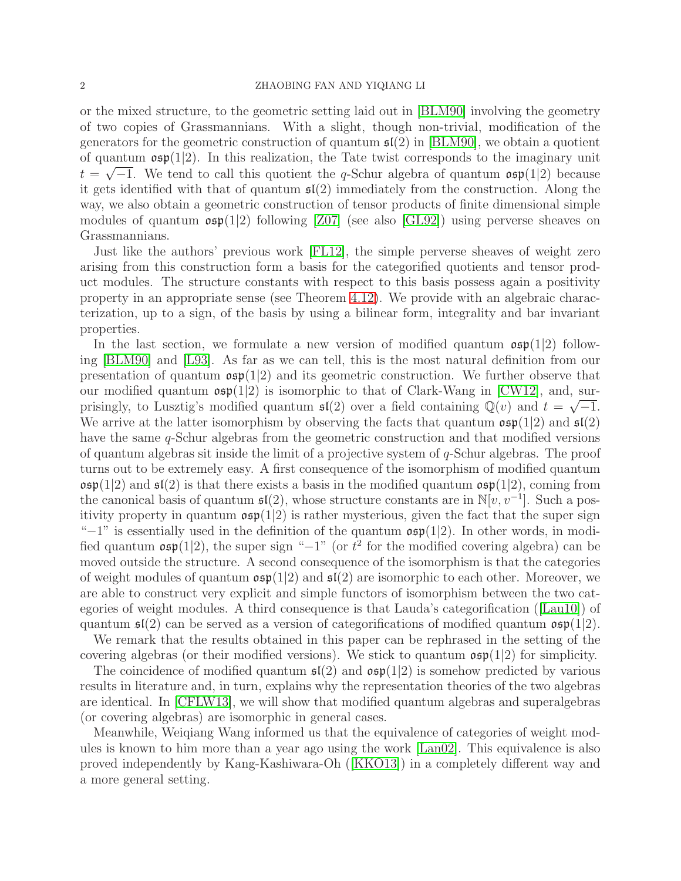or the mixed structure, to the geometric setting laid out in [BLM90] involving the geometry of two copies of Grassmannians. With a slight, though non-trivial, modification of the generators for the geometric construction of quantum $\mathfrak{sl}(2)$ in [BLM90], we obtain a quotient of quantum $\mathfrak{osp}(1|2)$. In this realization, the Tate twist corresponds to the imaginary unit $t = \sqrt{-1}$. We tend to call this quotient the $q$-Schur algebra of quantum $\mathfrak{osp}(1|2)$ because it gets identified with that of quantum $\mathfrak{sl}(2)$ immediately from the construction. Along the way, we also obtain a geometric construction of tensor products of finite dimensional simple modules of quantum $\mathfrak{osp}(1|2)$ following [Z07] (see also [GL92]) using perverse sheaves on Grassmannians.

Just like the authors' previous work [FL12], the simple perverse sheaves of weight zero arising from this construction form a basis for the categorified quotients and tensor product modules. The structure constants with respect to this basis possess again a positivity property in an appropriate sense (see Theorem 4.12). We provide with an algebraic characterization, up to a sign, of the basis by using a bilinear form, integrality and bar invariant properties.

In the last section, we formulate a new version of modified quantum $\mathfrak{osp}(1|2)$ following [BLM90] and [L93]. As far as we can tell, this is the most natural definition from our presentation of quantum $\mathfrak{osp}(1|2)$ and its geometric construction. We further observe that our modified quantum $\mathfrak{osp}(1|2)$ is isomorphic to that of Clark-Wang in [CW12], and, surprisingly, to Lusztig's modified quantum $\mathfrak{sl}(2)$ over a field containing $\mathbb{Q}(v)$ and $t = \sqrt{-1}$. We arrive at the latter isomorphism by observing the facts that quantum $\mathfrak{osp}(1|2)$ and $\mathfrak{sl}(2)$ have the same $q$-Schur algebras from the geometric construction and that modified versions of quantum algebras sit inside the limit of a projective system of $q$-Schur algebras. The proof turns out to be extremely easy. A first consequence of the isomorphism of modified quantum $\mathfrak{osp}(1|2)$ and $\mathfrak{sl}(2)$ is that there exists a basis in the modified quantum $\mathfrak{osp}(1|2)$, coming from the canonical basis of quantum $\mathfrak{sl}(2)$, whose structure constants are in $\mathbb{N}[v, v^{-1}]$. Such a positivity property in quantum $\mathfrak{osp}(1|2)$ is rather mysterious, given the fact that the super sign "$-1$" is essentially used in the definition of the quantum $\mathfrak{osp}(1|2)$. In other words, in modified quantum $\mathfrak{osp}(1|2)$, the super sign "$-1$" (or $t^2$ for the modified covering algebra) can be moved outside the structure. A second consequence of the isomorphism is that the categories of weight modules of quantum $\mathfrak{osp}(1|2)$ and $\mathfrak{sl}(2)$ are isomorphic to each other. Moreover, we are able to construct very explicit and simple functors of isomorphism between the two categories of weight modules. A third consequence is that Lauda's categorification ([Lau10]) of quantum $\mathfrak{sl}(2)$ can be served as a version of categorifications of modified quantum $\mathfrak{osp}(1|2)$.

We remark that the results obtained in this paper can be rephrased in the setting of the covering algebras (or their modified versions). We stick to quantum $\mathfrak{osp}(1|2)$ for simplicity.

The coincidence of modified quantum $\mathfrak{sl}(2)$ and $\mathfrak{osp}(1|2)$ is somehow predicted by various results in literature and, in turn, explains why the representation theories of the two algebras are identical. In [CFLW13], we will show that modified quantum algebras and superalgebras (or covering algebras) are isomorphic in general cases.

Meanwhile, Weiqiang Wang informed us that the equivalence of categories of weight modules is known to him more than a year ago using the work [Lan02]. This equivalence is also proved independently by Kang-Kashiwara-Oh ([KKO13]) in a completely different way and a more general setting.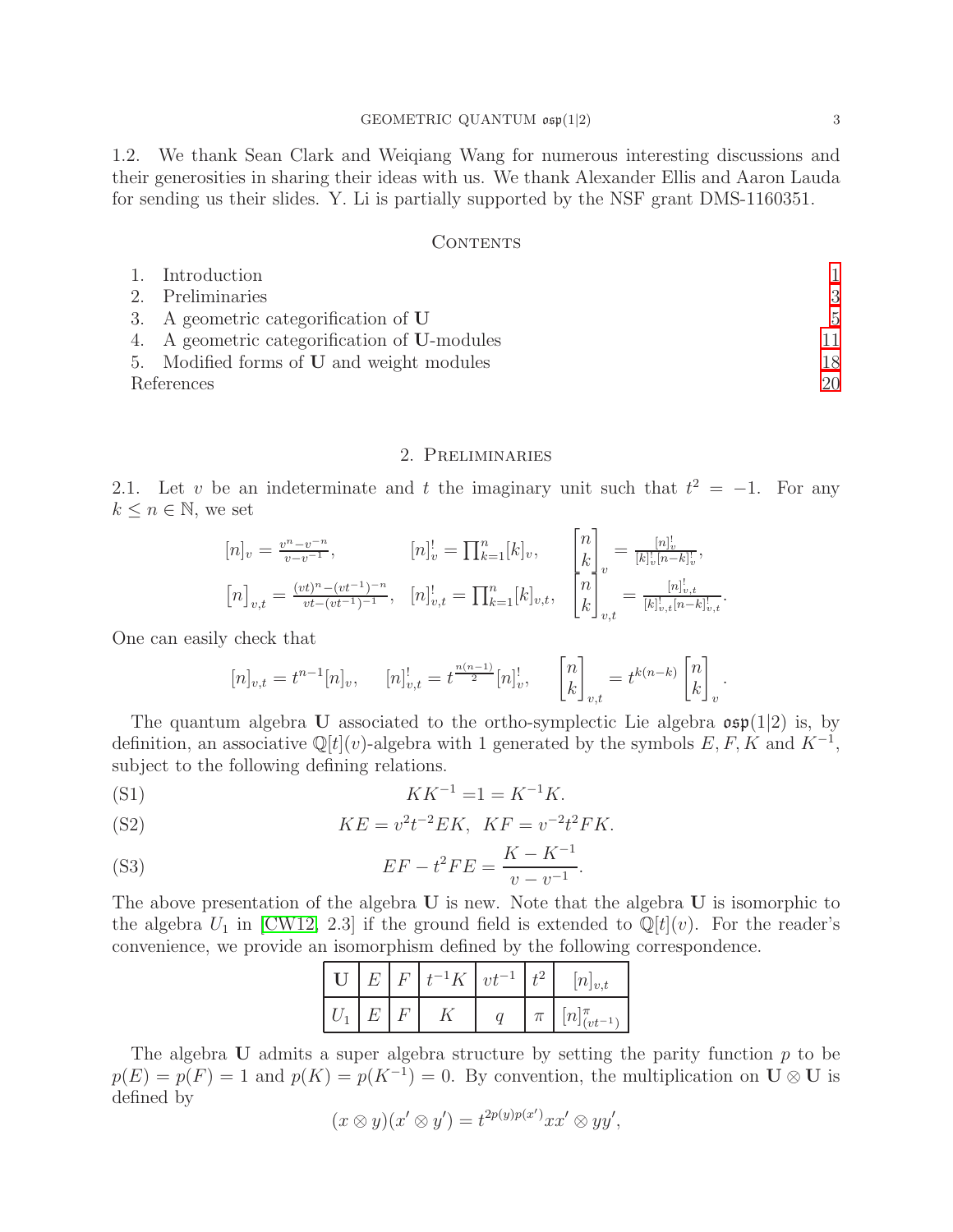1.2. We thank Sean Clark and Weiqiang Wang for numerous interesting discussions and their generosities in sharing their ideas with us. We thank Alexander Ellis and Aaron Lauda for sending us their slides. Y. Li is partially supported by the NSF grant DMS-1160351.

## Contents

1. Introduction 1
2. Preliminaries 3
3. A geometric categorification of **U** 5
4. A geometric categorification of **U**-modules 11
5. Modified forms of **U** and weight modules 18

References 20

## 2. Preliminaries

2.1. Let $v$ be an indeterminate and $t$ the imaginary unit such that $t^2 = -1$. For any $k \leq n \in \mathbb{N}$, we set

$$
[n]_v = \frac{v^n - v^{-n}}{v - v^{-1}}, \qquad [n]_v^! = \prod_{k=1}^n [k]_v, \qquad \begin{bmatrix} n \\ k \end{bmatrix}_v = \frac{[n]_v^!}{[k]_v^! [n-k]_v^!},
$$

$$
[n]_{v,t} = \frac{(vt)^n - (vt^{-1})^{-n}}{vt - (vt^{-1})^{-1}}, \quad [n]_{v,t}^! = \prod_{k=1}^n [k]_{v,t}, \quad \begin{bmatrix} n \\ k \end{bmatrix}_{v,t} = \frac{[n]_{v,t}^!}{[k]_{v,t}^! [n-k]_{v,t}^!}.
$$

One can easily check that

$$
[n]_{v,t} = t^{n-1}[n]_v, \qquad [n]_{v,t}^! = t^{\frac{n(n-1)}{2}} [n]_v^!, \qquad \begin{bmatrix} n \\ k \end{bmatrix}_{v,t} = t^{k(n-k)} \begin{bmatrix} n \\ k \end{bmatrix}_v.
$$

The quantum algebra **U** associated to the ortho-symplectic Lie algebra $\mathfrak{osp}(1|2)$ is, by definition, an associative $\mathbb{Q}[t](v)$-algebra with 1 generated by the symbols $E, F, K$ and $K^{-1}$, subject to the following defining relations.

$$
KK^{-1} = 1 = K^{-1}K. \tag{S1}
$$

$$
KE = v^2 t^{-2} EK, \;\; KF = v^{-2} t^2 FK. \tag{S2}
$$

$$
EF - t^2 FE = \frac{K - K^{-1}}{v - v^{-1}}. \tag{S3}
$$

The above presentation of the algebra **U** is new. Note that the algebra **U** is isomorphic to the algebra $U_1$ in [CW12, 2.3] if the ground field is extended to $\mathbb{Q}[t](v)$. For the reader's convenience, we provide an isomorphism defined by the following correspondence.

| **U** | $E$ | $F$ | $t^{-1}K$ | $vt^{-1}$ | $t^2$ | $[n]_{v,t}$ |
|---|---|---|---|---|---|---|
| $U_1$ | $E$ | $F$ | $K$ | $q$ | $\pi$ | $[n]^{\pi}_{(vt^{-1})}$ |

The algebra **U** admits a super algebra structure by setting the parity function $p$ to be $p(E) = p(F) = 1$ and $p(K) = p(K^{-1}) = 0$. By convention, the multiplication on $\mathbf{U} \otimes \mathbf{U}$ is defined by

$$
(x \otimes y)(x' \otimes y') = t^{2p(y)p(x')} xx' \otimes yy',
$$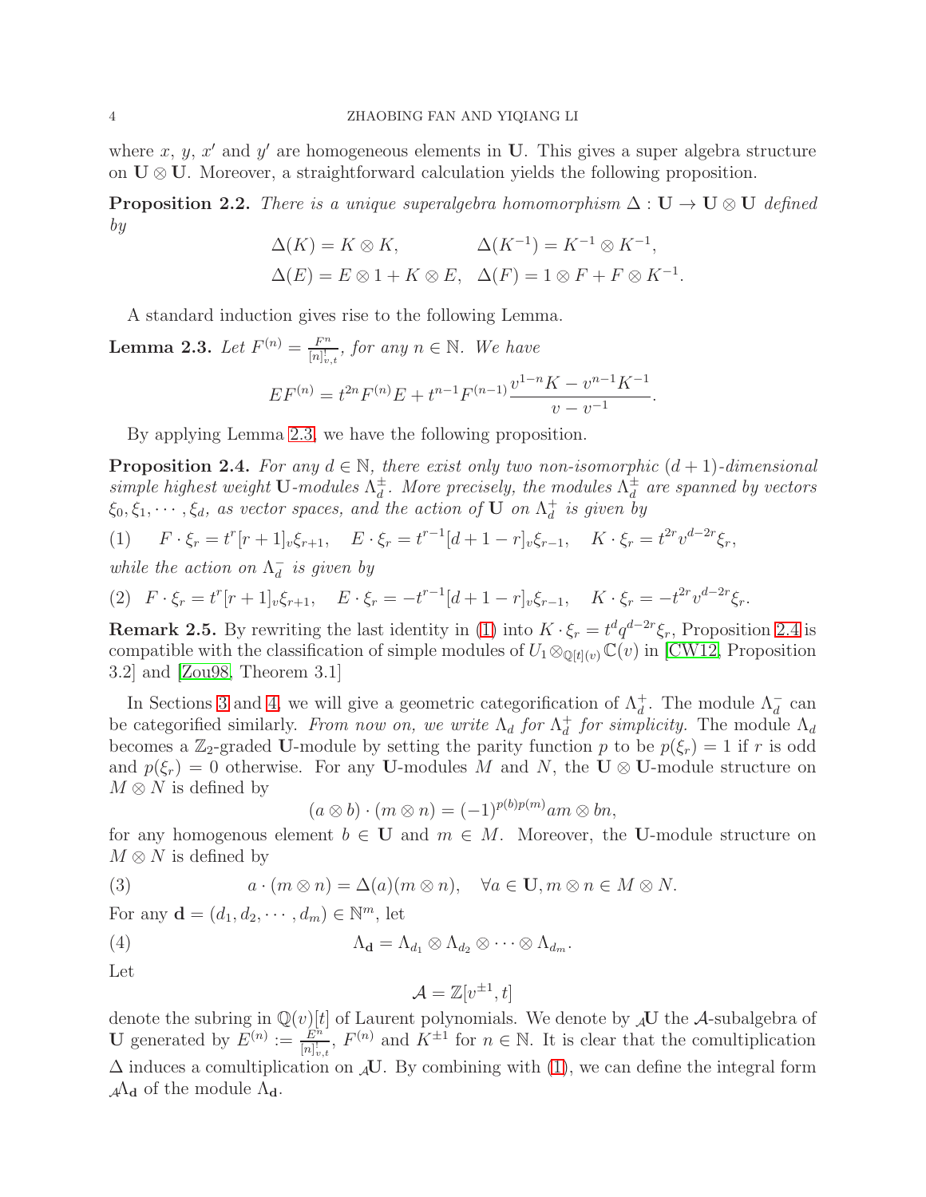where $x$, $y$, $x'$ and $y'$ are homogeneous elements in $\mathbf{U}$. This gives a super algebra structure on $\mathbf{U} \otimes \mathbf{U}$. Moreover, a straightforward calculation yields the following proposition.

**Proposition 2.2.** *There is a unique superalgebra homomorphism $\Delta : \mathbf{U} \to \mathbf{U} \otimes \mathbf{U}$ defined by*

$$\Delta(K) = K \otimes K, \qquad \Delta(K^{-1}) = K^{-1} \otimes K^{-1},$$
$$\Delta(E) = E \otimes 1 + K \otimes E, \quad \Delta(F) = 1 \otimes F + F \otimes K^{-1}.$$

A standard induction gives rise to the following Lemma.

**Lemma 2.3.** *Let $F^{(n)} = \frac{F^n}{[n]^!_{v,t}}$, for any $n \in \mathbb{N}$. We have*

$$EF^{(n)} = t^{2n} F^{(n)} E + t^{n-1} F^{(n-1)} \frac{v^{1-n}K - v^{n-1}K^{-1}}{v - v^{-1}}.$$

By applying Lemma 2.3, we have the following proposition.

**Proposition 2.4.** *For any $d \in \mathbb{N}$, there exist only two non-isomorphic $(d+1)$-dimensional simple highest weight $\mathbf{U}$-modules $\Lambda_d^{\pm}$. More precisely, the modules $\Lambda_d^{\pm}$ are spanned by vectors $\xi_0, \xi_1, \cdots, \xi_d$, as vector spaces, and the action of $\mathbf{U}$ on $\Lambda_d^+$ is given by*

$$F \cdot \xi_r = t^r [r+1]_v \xi_{r+1}, \quad E \cdot \xi_r = t^{r-1}[d+1-r]_v \xi_{r-1}, \quad K \cdot \xi_r = t^{2r} v^{d-2r} \xi_r, \tag{1}$$

*while the action on $\Lambda_d^-$ is given by*

$$F \cdot \xi_r = t^r [r+1]_v \xi_{r+1}, \quad E \cdot \xi_r = -t^{r-1}[d+1-r]_v \xi_{r-1}, \quad K \cdot \xi_r = -t^{2r} v^{d-2r} \xi_r. \tag{2}$$

**Remark 2.5.** By rewriting the last identity in (1) into $K \cdot \xi_r = t^d q^{d-2r} \xi_r$, Proposition 2.4 is compatible with the classification of simple modules of $U_1 \otimes_{\mathbb{Q}[t](v)} \mathbb{C}(v)$ in [CW12, Proposition 3.2] and [Zou98, Theorem 3.1]

In Sections 3 and 4, we will give a geometric categorification of $\Lambda_d^+$. The module $\Lambda_d^-$ can be categorified similarly. *From now on, we write $\Lambda_d$ for $\Lambda_d^+$ for simplicity.* The module $\Lambda_d$ becomes a $\mathbb{Z}_2$-graded $\mathbf{U}$-module by setting the parity function $p$ to be $p(\xi_r) = 1$ if $r$ is odd and $p(\xi_r) = 0$ otherwise. For any $\mathbf{U}$-modules $M$ and $N$, the $\mathbf{U} \otimes \mathbf{U}$-module structure on $M \otimes N$ is defined by

$$(a \otimes b) \cdot (m \otimes n) = (-1)^{p(b)p(m)} am \otimes bn,$$

for any homogenous element $b \in \mathbf{U}$ and $m \in M$. Moreover, the $\mathbf{U}$-module structure on $M \otimes N$ is defined by

$$a \cdot (m \otimes n) = \Delta(a)(m \otimes n), \quad \forall a \in \mathbf{U}, m \otimes n \in M \otimes N. \tag{3}$$

For any $\mathbf{d} = (d_1, d_2, \cdots, d_m) \in \mathbb{N}^m$, let

$$\Lambda_{\mathbf{d}} = \Lambda_{d_1} \otimes \Lambda_{d_2} \otimes \cdots \otimes \Lambda_{d_m}. \tag{4}$$

Let

$$\mathcal{A} = \mathbb{Z}[v^{\pm 1}, t]$$

denote the subring in $\mathbb{Q}(v)[t]$ of Laurent polynomials. We denote by ${}_{\mathcal{A}}\mathbf{U}$ the $\mathcal{A}$-subalgebra of $\mathbf{U}$ generated by $E^{(n)} := \frac{E^n}{[n]^!_{v,t}}$, $F^{(n)}$ and $K^{\pm 1}$ for $n \in \mathbb{N}$. It is clear that the comultiplication $\Delta$ induces a comultiplication on ${}_{\mathcal{A}}\mathbf{U}$. By combining with (1), we can define the integral form ${}_{\mathcal{A}}\Lambda_{\mathbf{d}}$ of the module $\Lambda_{\mathbf{d}}$.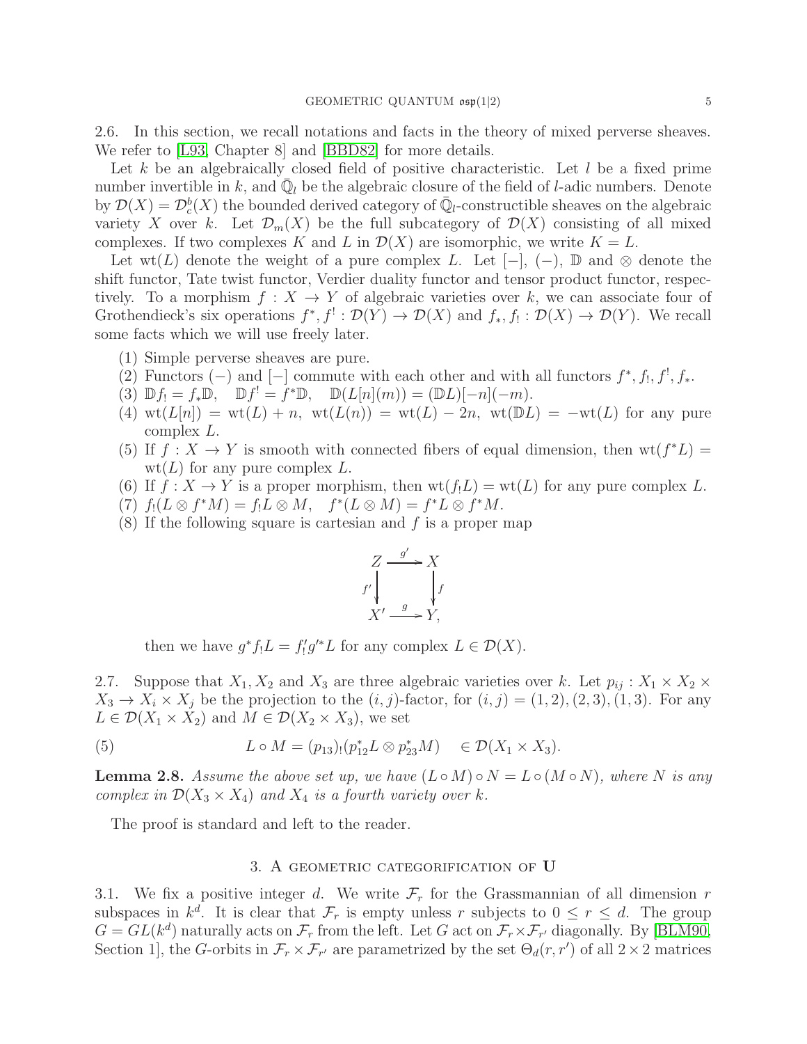2.6. In this section, we recall notations and facts in the theory of mixed perverse sheaves. We refer to [L93, Chapter 8] and [BBD82] for more details.

Let $k$ be an algebraically closed field of positive characteristic. Let $l$ be a fixed prime number invertible in $k$, and $\bar{\mathbb{Q}}_l$ be the algebraic closure of the field of $l$-adic numbers. Denote by $\mathcal{D}(X) = \mathcal{D}^b_c(X)$ the bounded derived category of $\bar{\mathbb{Q}}_l$-constructible sheaves on the algebraic variety $X$ over $k$. Let $\mathcal{D}_m(X)$ be the full subcategory of $\mathcal{D}(X)$ consisting of all mixed complexes. If two complexes $K$ and $L$ in $\mathcal{D}(X)$ are isomorphic, we write $K = L$.

Let $\mathrm{wt}(L)$ denote the weight of a pure complex $L$. Let $[-]$, $(-)$, $\mathbb{D}$ and $\otimes$ denote the shift functor, Tate twist functor, Verdier duality functor and tensor product functor, respectively. To a morphism $f : X \to Y$ of algebraic varieties over $k$, we can associate four of Grothendieck's six operations $f^*, f^! : \mathcal{D}(Y) \to \mathcal{D}(X)$ and $f_*, f_! : \mathcal{D}(X) \to \mathcal{D}(Y)$. We recall some facts which we will use freely later.

(1) Simple perverse sheaves are pure.
(2) Functors $(-)$ and $[-]$ commute with each other and with all functors $f^*, f_!, f^!, f_*$.
(3) $\mathbb{D}f_! = f_*\mathbb{D}$, $\quad \mathbb{D}f^! = f^*\mathbb{D}$, $\quad \mathbb{D}(L[n](m)) = (\mathbb{D}L)[-n](-m)$.
(4) $\mathrm{wt}(L[n]) = \mathrm{wt}(L) + n$, $\mathrm{wt}(L(n)) = \mathrm{wt}(L) - 2n$, $\mathrm{wt}(\mathbb{D}L) = -\mathrm{wt}(L)$ for any pure complex $L$.
(5) If $f : X \to Y$ is smooth with connected fibers of equal dimension, then $\mathrm{wt}(f^*L) = \mathrm{wt}(L)$ for any pure complex $L$.
(6) If $f : X \to Y$ is a proper morphism, then $\mathrm{wt}(f_!L) = \mathrm{wt}(L)$ for any pure complex $L$.
(7) $f_!(L \otimes f^*M) = f_!L \otimes M$, $\quad f^*(L \otimes M) = f^*L \otimes f^*M$.
(8) If the following square is cartesian and $f$ is a proper map

$$\begin{array}{ccc} Z & \xrightarrow{g'} & X \\ {\scriptstyle f'}\downarrow & & \downarrow{\scriptstyle f} \\ X' & \xrightarrow{g} & Y, \end{array}$$

then we have $g^*f_!L = f'_!g'^*L$ for any complex $L \in \mathcal{D}(X)$.

2.7. Suppose that $X_1, X_2$ and $X_3$ are three algebraic varieties over $k$. Let $p_{ij} : X_1 \times X_2 \times X_3 \to X_i \times X_j$ be the projection to the $(i, j)$-factor, for $(i, j) = (1, 2), (2, 3), (1, 3)$. For any $L \in \mathcal{D}(X_1 \times X_2)$ and $M \in \mathcal{D}(X_2 \times X_3)$, we set

$$L \circ M = (p_{13})_!(p_{12}^*L \otimes p_{23}^*M) \quad \in \mathcal{D}(X_1 \times X_3). \tag{5}$$

**Lemma 2.8.** *Assume the above set up, we have $(L \circ M) \circ N = L \circ (M \circ N)$, where $N$ is any complex in $\mathcal{D}(X_3 \times X_4)$ and $X_4$ is a fourth variety over $k$.*

The proof is standard and left to the reader.

## 3. A geometric categorification of U

3.1. We fix a positive integer $d$. We write $\mathcal{F}_r$ for the Grassmannian of all dimension $r$ subspaces in $k^d$. It is clear that $\mathcal{F}_r$ is empty unless $r$ subjects to $0 \leq r \leq d$. The group $G = GL(k^d)$ naturally acts on $\mathcal{F}_r$ from the left. Let $G$ act on $\mathcal{F}_r \times \mathcal{F}_{r'}$ diagonally. By [BLM90, Section 1], the $G$-orbits in $\mathcal{F}_r \times \mathcal{F}_{r'}$ are parametrized by the set $\Theta_d(r, r')$ of all $2 \times 2$ matrices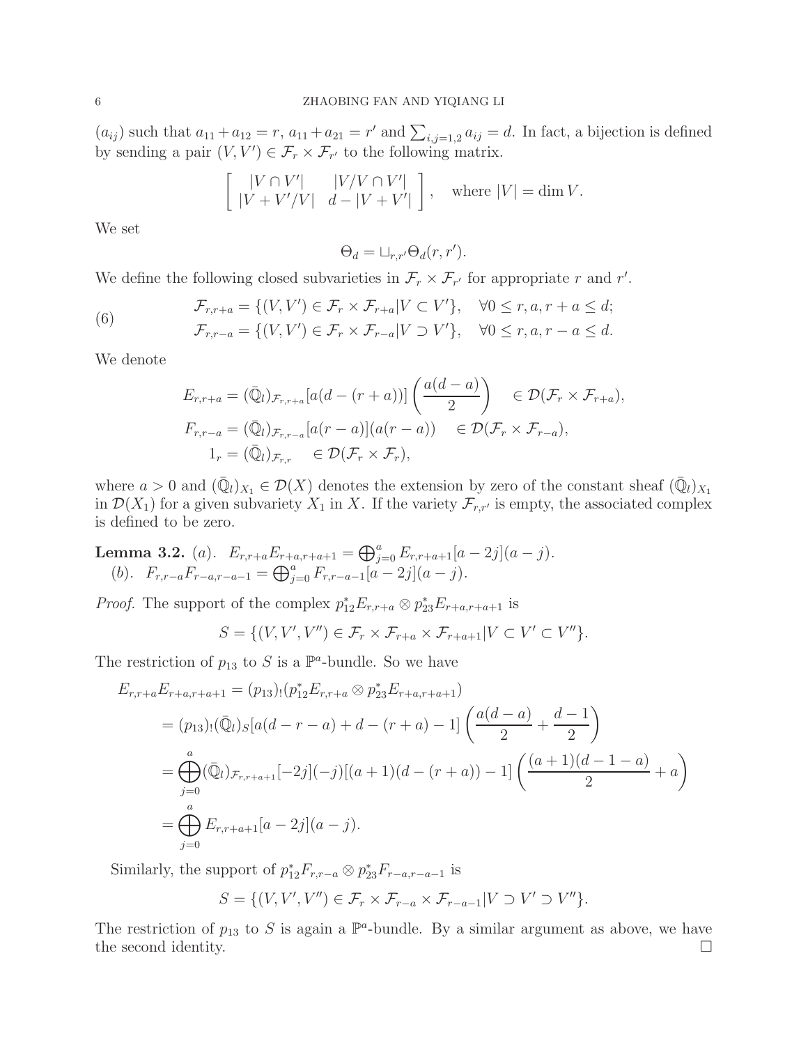$(a_{ij})$ such that $a_{11} + a_{12} = r$, $a_{11} + a_{21} = r'$ and $\sum_{i,j=1,2} a_{ij} = d$. In fact, a bijection is defined by sending a pair $(V, V') \in \mathcal{F}_r \times \mathcal{F}_{r'}$ to the following matrix.

$$\begin{bmatrix} |V \cap V'| & |V/V \cap V'| \\ |V + V'/V| & d - |V + V'| \end{bmatrix}, \quad \text{where } |V| = \dim V.$$

We set

$$\Theta_d = \sqcup_{r,r'} \Theta_d(r, r').$$

We define the following closed subvarieties in $\mathcal{F}_r \times \mathcal{F}_{r'}$ for appropriate $r$ and $r'$.

$$\begin{aligned} \mathcal{F}_{r,r+a} &= \{(V, V') \in \mathcal{F}_r \times \mathcal{F}_{r+a} | V \subset V'\}, \quad \forall 0 \leq r, a, r + a \leq d; \\ \mathcal{F}_{r,r-a} &= \{(V, V') \in \mathcal{F}_r \times \mathcal{F}_{r-a} | V \supset V'\}, \quad \forall 0 \leq r, a, r - a \leq d. \end{aligned} \tag{6}$$

We denote

$$\begin{aligned} E_{r,r+a} &= (\bar{\mathbb{Q}}_l)_{\mathcal{F}_{r,r+a}}[a(d - (r + a))] \left( \frac{a(d - a)}{2} \right) \quad \in \mathcal{D}(\mathcal{F}_r \times \mathcal{F}_{r+a}), \\ F_{r,r-a} &= (\bar{\mathbb{Q}}_l)_{\mathcal{F}_{r,r-a}}[a(r - a)](a(r - a)) \quad \in \mathcal{D}(\mathcal{F}_r \times \mathcal{F}_{r-a}), \\ 1_r &= (\bar{\mathbb{Q}}_l)_{\mathcal{F}_{r,r}} \quad \in \mathcal{D}(\mathcal{F}_r \times \mathcal{F}_r), \end{aligned}$$

where $a > 0$ and $(\bar{\mathbb{Q}}_l)_{X_1} \in \mathcal{D}(X)$ denotes the extension by zero of the constant sheaf $(\bar{\mathbb{Q}}_l)_{X_1}$ in $\mathcal{D}(X_1)$ for a given subvariety $X_1$ in $X$. If the variety $\mathcal{F}_{r,r'}$ is empty, the associated complex is defined to be zero.

**Lemma 3.2.** *(a).* $E_{r,r+a} E_{r+a,r+a+1} = \bigoplus_{j=0}^{a} E_{r,r+a+1}[a - 2j](a - j)$.
*(b).* $F_{r,r-a} F_{r-a,r-a-1} = \bigoplus_{j=0}^{a} F_{r,r-a-1}[a - 2j](a - j)$.

*Proof.* The support of the complex $p_{12}^* E_{r,r+a} \otimes p_{23}^* E_{r+a,r+a+1}$ is

$$S = \{(V, V', V'') \in \mathcal{F}_r \times \mathcal{F}_{r+a} \times \mathcal{F}_{r+a+1} | V \subset V' \subset V''\}.$$

The restriction of $p_{13}$ to $S$ is a $\mathbb{P}^a$-bundle. So we have

$$\begin{aligned} E_{r,r+a} E_{r+a,r+a+1} &= (p_{13})_!(p_{12}^* E_{r,r+a} \otimes p_{23}^* E_{r+a,r+a+1}) \\ &= (p_{13})_!(\bar{\mathbb{Q}}_l)_S[a(d - r - a) + d - (r + a) - 1] \left( \frac{a(d - a)}{2} + \frac{d - 1}{2} \right) \\ &= \bigoplus_{j=0}^{a} (\bar{\mathbb{Q}}_l)_{\mathcal{F}_{r,r+a+1}}[-2j](-j)[(a + 1)(d - (r + a)) - 1] \left( \frac{(a + 1)(d - 1 - a)}{2} + a \right) \\ &= \bigoplus_{j=0}^{a} E_{r,r+a+1}[a - 2j](a - j). \end{aligned}$$

Similarly, the support of $p_{12}^* F_{r,r-a} \otimes p_{23}^* F_{r-a,r-a-1}$ is

$$S = \{(V, V', V'') \in \mathcal{F}_r \times \mathcal{F}_{r-a} \times \mathcal{F}_{r-a-1} | V \supset V' \supset V''\}.$$

The restriction of $p_{13}$ to $S$ is again a $\mathbb{P}^a$-bundle. By a similar argument as above, we have the second identity. $\square$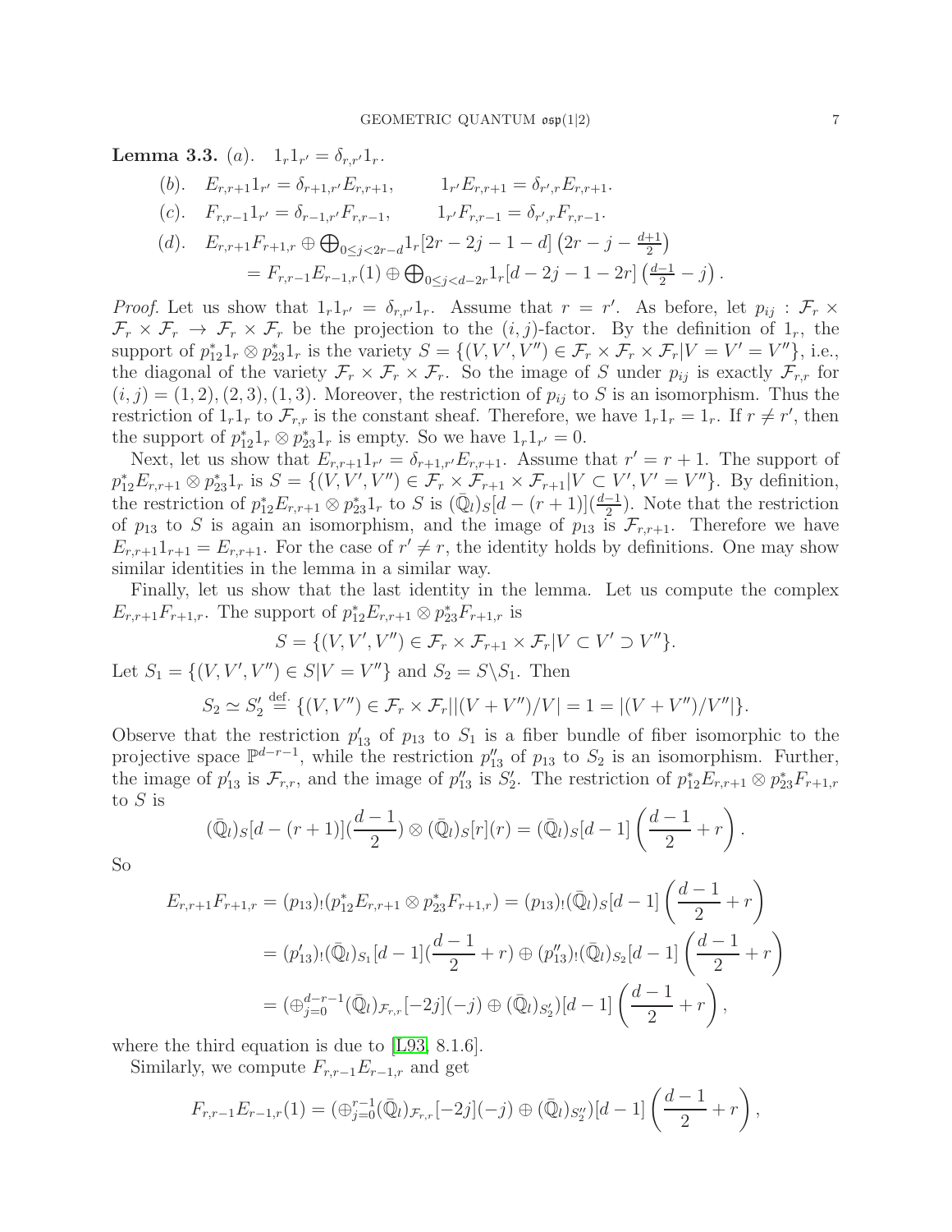**Lemma 3.3.** $(a)$. $1_r 1_{r'} = \delta_{r,r'} 1_r$.

$(b)$. $E_{r,r+1} 1_{r'} = \delta_{r+1,r'} E_{r,r+1}, \qquad 1_{r'} E_{r,r+1} = \delta_{r',r} E_{r,r+1}$.

$(c)$. $F_{r,r-1} 1_{r'} = \delta_{r-1,r'} F_{r,r-1}, \qquad 1_{r'} F_{r,r-1} = \delta_{r',r} F_{r,r-1}$.

$(d)$.
$$E_{r,r+1} F_{r+1,r} \oplus \bigoplus_{0 \le j < 2r-d} 1_r [2r-2j-1-d] \left(2r - j - \tfrac{d+1}{2}\right) = F_{r,r-1} E_{r-1,r}(1) \oplus \bigoplus_{0 \le j < d-2r} 1_r [d-2j-1-2r] \left(\tfrac{d-1}{2} - j\right).$$

*Proof.* Let us show that $1_r 1_{r'} = \delta_{r,r'} 1_r$. Assume that $r = r'$. As before, let $p_{ij} : \mathcal{F}_r \times \mathcal{F}_r \times \mathcal{F}_r \to \mathcal{F}_r \times \mathcal{F}_r$ be the projection to the $(i,j)$-factor. By the definition of $1_r$, the support of $p_{12}^* 1_r \otimes p_{23}^* 1_r$ is the variety $S = \{(V, V', V'') \in \mathcal{F}_r \times \mathcal{F}_r \times \mathcal{F}_r | V = V' = V''\}$, i.e., the diagonal of the variety $\mathcal{F}_r \times \mathcal{F}_r \times \mathcal{F}_r$. So the image of $S$ under $p_{ij}$ is exactly $\mathcal{F}_{r,r}$ for $(i,j) = (1,2), (2,3), (1,3)$. Moreover, the restriction of $p_{ij}$ to $S$ is an isomorphism. Thus the restriction of $1_r 1_r$ to $\mathcal{F}_{r,r}$ is the constant sheaf. Therefore, we have $1_r 1_r = 1_r$. If $r \neq r'$, then the support of $p_{12}^* 1_r \otimes p_{23}^* 1_r$ is empty. So we have $1_r 1_{r'} = 0$.

Next, let us show that $E_{r,r+1} 1_{r'} = \delta_{r+1,r'} E_{r,r+1}$. Assume that $r' = r+1$. The support of $p_{12}^* E_{r,r+1} \otimes p_{23}^* 1_r$ is $S = \{(V, V', V'') \in \mathcal{F}_r \times \mathcal{F}_{r+1} \times \mathcal{F}_{r+1} | V \subset V', V' = V''\}$. By definition, the restriction of $p_{12}^* E_{r,r+1} \otimes p_{23}^* 1_r$ to $S$ is $(\bar{\mathbb{Q}}_l)_S[d-(r+1)](\frac{d-1}{2})$. Note that the restriction of $p_{13}$ to $S$ is again an isomorphism, and the image of $p_{13}$ is $\mathcal{F}_{r,r+1}$. Therefore we have $E_{r,r+1} 1_{r+1} = E_{r,r+1}$. For the case of $r' \neq r$, the identity holds by definitions. One may show similar identities in the lemma in a similar way.

Finally, let us show that the last identity in the lemma. Let us compute the complex $E_{r,r+1} F_{r+1,r}$. The support of $p_{12}^* E_{r,r+1} \otimes p_{23}^* F_{r+1,r}$ is

$$S = \{(V, V', V'') \in \mathcal{F}_r \times \mathcal{F}_{r+1} \times \mathcal{F}_r | V \subset V' \supset V''\}.$$

Let $S_1 = \{(V, V', V'') \in S | V = V''\}$ and $S_2 = S \backslash S_1$. Then

$$S_2 \simeq S_2' \overset{\text{def.}}{=} \{(V, V'') \in \mathcal{F}_r \times \mathcal{F}_r | |(V + V'')/V| = 1 = |(V + V'')/V''|\}.$$

Observe that the restriction $p_{13}'$ of $p_{13}$ to $S_1$ is a fiber bundle of fiber isomorphic to the projective space $\mathbb{P}^{d-r-1}$, while the restriction $p_{13}''$ of $p_{13}$ to $S_2$ is an isomorphism. Further, the image of $p_{13}'$ is $\mathcal{F}_{r,r}$, and the image of $p_{13}''$ is $S_2'$. The restriction of $p_{12}^* E_{r,r+1} \otimes p_{23}^* F_{r+1,r}$ to $S$ is

$$(\bar{\mathbb{Q}}_l)_S[d-(r+1)](\frac{d-1}{2}) \otimes (\bar{\mathbb{Q}}_l)_S[r](r) = (\bar{\mathbb{Q}}_l)_S[d-1]\left(\frac{d-1}{2} + r\right).$$

So

$$\begin{aligned}
E_{r,r+1} F_{r+1,r} &= (p_{13})_!(p_{12}^* E_{r,r+1} \otimes p_{23}^* F_{r+1,r}) = (p_{13})_!(\bar{\mathbb{Q}}_l)_S[d-1]\left(\frac{d-1}{2} + r\right) \\
&= (p_{13}')_!(\bar{\mathbb{Q}}_l)_{S_1}[d-1](\frac{d-1}{2} + r) \oplus (p_{13}'')_!(\bar{\mathbb{Q}}_l)_{S_2}[d-1]\left(\frac{d-1}{2} + r\right) \\
&= (\oplus_{j=0}^{d-r-1} (\bar{\mathbb{Q}}_l)_{\mathcal{F}_{r,r}}[-2j](-j) \oplus (\bar{\mathbb{Q}}_l)_{S_2'})[d-1]\left(\frac{d-1}{2} + r\right),
\end{aligned}$$

where the third equation is due to [L93, 8.1.6].

Similarly, we compute $F_{r,r-1} E_{r-1,r}$ and get

$$F_{r,r-1} E_{r-1,r}(1) = (\oplus_{j=0}^{r-1} (\bar{\mathbb{Q}}_l)_{\mathcal{F}_{r,r}}[-2j](-j) \oplus (\bar{\mathbb{Q}}_l)_{S_2''})[d-1]\left(\frac{d-1}{2} + r\right),$$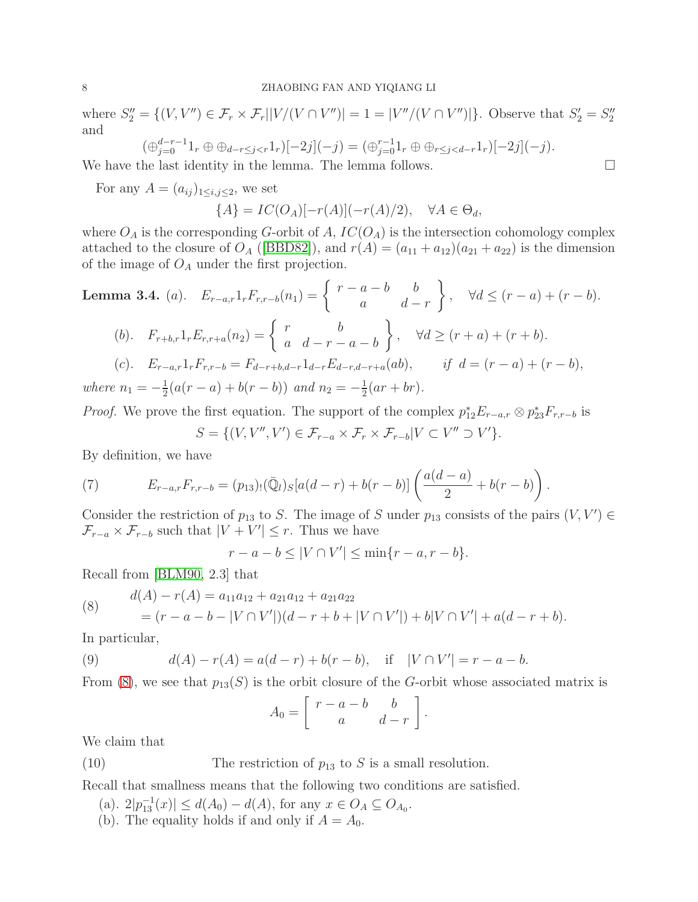where $S_2'' = \{(V, V'') \in \mathcal{F}_r \times \mathcal{F}_r | |V/(V \cap V'')| = 1 = |V''/(V \cap V'')|\}$. Observe that $S_2' = S_2''$ and

$$(\oplus_{j=0}^{d-r-1} 1_r \oplus \oplus_{d-r \leq j < r} 1_r)[-2j](-j) = (\oplus_{j=0}^{r-1} 1_r \oplus \oplus_{r \leq j < d-r} 1_r)[-2j](-j).$$

We have the last identity in the lemma. The lemma follows. $\square$

For any $A = (a_{ij})_{1 \leq i,j \leq 2}$, we set

$$\{A\} = IC(O_A)[-r(A)](-r(A)/2), \quad \forall A \in \Theta_d,$$

where $O_A$ is the corresponding $G$-orbit of $A$, $IC(O_A)$ is the intersection cohomology complex attached to the closure of $O_A$ ([BBD82]), and $r(A) = (a_{11} + a_{12})(a_{21} + a_{22})$ is the dimension of the image of $O_A$ under the first projection.

**Lemma 3.4.** (a). $\quad E_{r-a,r} 1_r F_{r,r-b}(n_1) = \left\{ \begin{array}{cc} r-a-b & b \\ a & d-r \end{array} \right\}, \quad \forall d \leq (r-a) + (r-b).$

(b). $\quad F_{r+b,r} 1_r E_{r,r+a}(n_2) = \left\{ \begin{array}{cc} r & b \\ a & d-r-a-b \end{array} \right\}, \quad \forall d \geq (r+a) + (r+b).$

(c). $\quad E_{r-a,r} 1_r F_{r,r-b} = F_{d-r+b,d-r} 1_{d-r} E_{d-r,d-r+a}(ab), \qquad if \;\; d = (r-a) + (r-b),$

*where* $n_1 = -\frac{1}{2}(a(r-a) + b(r-b))$ *and* $n_2 = -\frac{1}{2}(ar + br)$.

*Proof.* We prove the first equation. The support of the complex $p_{12}^* E_{r-a,r} \otimes p_{23}^* F_{r,r-b}$ is

$$S = \{(V, V'', V') \in \mathcal{F}_{r-a} \times \mathcal{F}_r \times \mathcal{F}_{r-b} | V \subset V'' \supset V'\}.$$

By definition, we have

$$E_{r-a,r} F_{r,r-b} = (p_{13})_! (\bar{\mathbb{Q}}_l)_S [a(d-r) + b(r-b)] \left( \frac{a(d-a)}{2} + b(r-b) \right). \tag{7}$$

Consider the restriction of $p_{13}$ to $S$. The image of $S$ under $p_{13}$ consists of the pairs $(V, V') \in \mathcal{F}_{r-a} \times \mathcal{F}_{r-b}$ such that $|V + V'| \leq r$. Thus we have

$$r - a - b \leq |V \cap V'| \leq \min\{r-a, r-b\}.$$

Recall from [BLM90, 2.3] that

$$\begin{aligned} d(A) - r(A) &= a_{11}a_{12} + a_{21}a_{12} + a_{21}a_{22} \\ &= (r - a - b - |V \cap V'|)(d - r + b + |V \cap V'|) + b|V \cap V'| + a(d - r + b). \end{aligned} \tag{8}$$

In particular,

$$d(A) - r(A) = a(d-r) + b(r-b), \quad \text{if} \quad |V \cap V'| = r - a - b. \tag{9}$$

From (8), we see that $p_{13}(S)$ is the orbit closure of the $G$-orbit whose associated matrix is

$$A_0 = \left[ \begin{array}{cc} r-a-b & b \\ a & d-r \end{array} \right].$$

We claim that

$$\text{The restriction of } p_{13} \text{ to } S \text{ is a small resolution.} \tag{10}$$

Recall that smallness means that the following two conditions are satisfied.

(a). $2|p_{13}^{-1}(x)| \leq d(A_0) - d(A)$, for any $x \in O_A \subseteq O_{A_0}$.
(b). The equality holds if and only if $A = A_0$.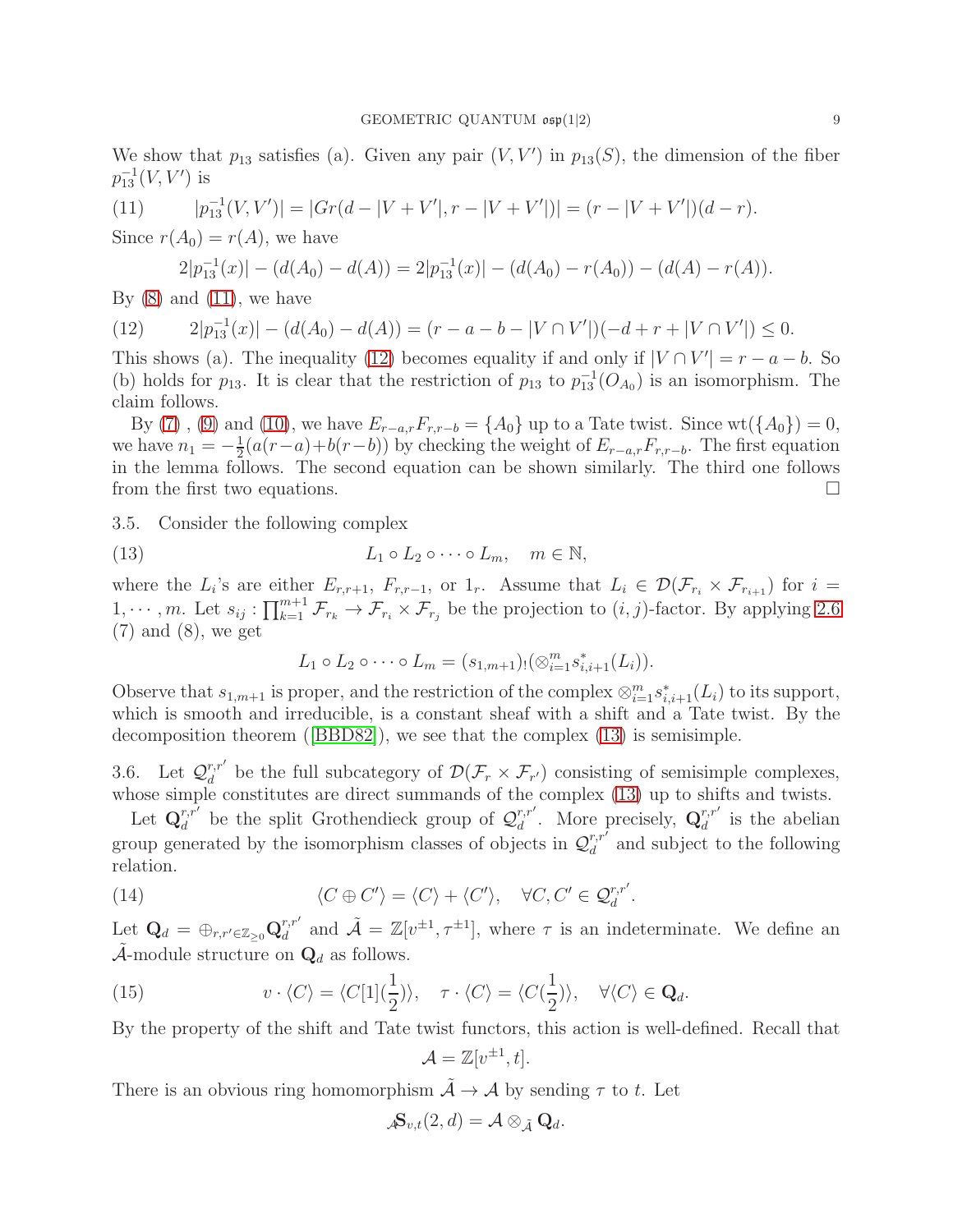We show that $p_{13}$ satisfies (a). Given any pair $(V, V')$ in $p_{13}(S)$, the dimension of the fiber $p_{13}^{-1}(V, V')$ is

$$|p_{13}^{-1}(V, V')| = |Gr(d - |V + V'|, r - |V + V'|)| = (r - |V + V'|)(d - r). \tag{11}$$

Since $r(A_0) = r(A)$, we have

$$2|p_{13}^{-1}(x)| - (d(A_0) - d(A)) = 2|p_{13}^{-1}(x)| - (d(A_0) - r(A_0)) - (d(A) - r(A)).$$

By (8) and (11), we have

$$2|p_{13}^{-1}(x)| - (d(A_0) - d(A)) = (r - a - b - |V \cap V'|)(-d + r + |V \cap V'|) \leq 0. \tag{12}$$

This shows (a). The inequality (12) becomes equality if and only if $|V \cap V'| = r - a - b$. So (b) holds for $p_{13}$. It is clear that the restriction of $p_{13}$ to $p_{13}^{-1}(O_{A_0})$ is an isomorphism. The claim follows.

By (7), (9) and (10), we have $E_{r-a,r}F_{r,r-b} = \{A_0\}$ up to a Tate twist. Since $\mathrm{wt}(\{A_0\}) = 0$, we have $n_1 = -\frac{1}{2}(a(r-a)+b(r-b))$ by checking the weight of $E_{r-a,r}F_{r,r-b}$. The first equation in the lemma follows. The second equation can be shown similarly. The third one follows from the first two equations. $\square$

3.5. Consider the following complex

$$L_1 \circ L_2 \circ \cdots \circ L_m, \quad m \in \mathbb{N}, \tag{13}$$

where the $L_i$'s are either $E_{r,r+1}$, $F_{r,r-1}$, or $1_r$. Assume that $L_i \in \mathcal{D}(\mathcal{F}_{r_i} \times \mathcal{F}_{r_{i+1}})$ for $i = 1, \cdots, m$. Let $s_{ij} : \prod_{k=1}^{m+1} \mathcal{F}_{r_k} \to \mathcal{F}_{r_i} \times \mathcal{F}_{r_j}$ be the projection to $(i,j)$-factor. By applying 2.6 (7) and (8), we get

$$L_1 \circ \cdots \circ L_m = (s_{1,m+1})_!(\otimes_{i=1}^m s_{i,i+1}^*(L_i)).$$

Observe that $s_{1,m+1}$ is proper, and the restriction of the complex $\otimes_{i=1}^m s_{i,i+1}^*(L_i)$ to its support, which is smooth and irreducible, is a constant sheaf with a shift and a Tate twist. By the decomposition theorem ([BBD82]), we see that the complex (13) is semisimple.

3.6. Let $\mathcal{Q}_d^{r,r'}$ be the full subcategory of $\mathcal{D}(\mathcal{F}_r \times \mathcal{F}_{r'})$ consisting of semisimple complexes, whose simple constitutes are direct summands of the complex (13) up to shifts and twists.

Let $\mathbf{Q}_d^{r,r'}$ be the split Grothendieck group of $\mathcal{Q}_d^{r,r'}$. More precisely, $\mathbf{Q}_d^{r,r'}$ is the abelian group generated by the isomorphism classes of objects in $\mathcal{Q}_d^{r,r'}$ and subject to the following relation.

$$\langle C \oplus C' \rangle = \langle C \rangle + \langle C' \rangle, \quad \forall C, C' \in \mathcal{Q}_d^{r,r'}. \tag{14}$$

Let $\mathbf{Q}_d = \oplus_{r,r' \in \mathbb{Z}_{\geq 0}} \mathbf{Q}_d^{r,r'}$ and $\tilde{\mathcal{A}} = \mathbb{Z}[v^{\pm 1}, \tau^{\pm 1}]$, where $\tau$ is an indeterminate. We define an $\tilde{\mathcal{A}}$-module structure on $\mathbf{Q}_d$ as follows.

$$v \cdot \langle C \rangle = \langle C[1](\frac{1}{2}) \rangle, \quad \tau \cdot \langle C \rangle = \langle C(\frac{1}{2}) \rangle, \quad \forall \langle C \rangle \in \mathbf{Q}_d. \tag{15}$$

By the property of the shift and Tate twist functors, this action is well-defined. Recall that

$$\mathcal{A} = \mathbb{Z}[v^{\pm 1}, t].$$

There is an obvious ring homomorphism $\tilde{\mathcal{A}} \to \mathcal{A}$ by sending $\tau$ to $t$. Let

$${}_{\mathcal{A}}\mathbf{S}_{v,t}(2, d) = \mathcal{A} \otimes_{\tilde{\mathcal{A}}} \mathbf{Q}_d.$$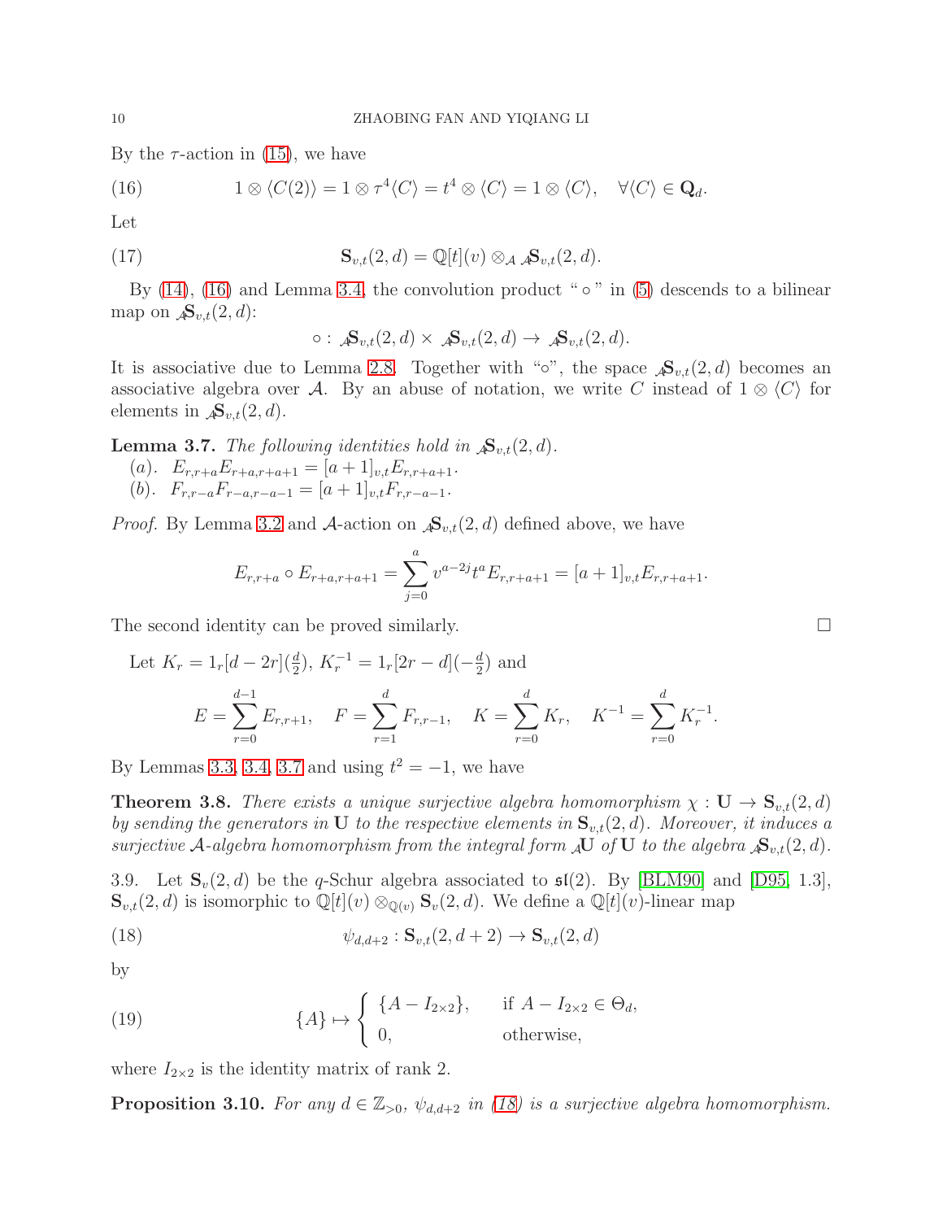By the $\tau$-action in (15), we have

$$1 \otimes \langle C(2) \rangle = 1 \otimes \tau^4 \langle C \rangle = t^4 \otimes \langle C \rangle = 1 \otimes \langle C \rangle, \quad \forall \langle C \rangle \in \mathbf{Q}_d. \tag{16}$$

Let

$$\mathbf{S}_{v,t}(2,d) = \mathbb{Q}[t](v) \otimes_{\mathcal{A}} {}_{\mathcal{A}}\mathbf{S}_{v,t}(2,d). \tag{17}$$

By (14), (16) and Lemma 3.4, the convolution product " $\circ$ " in (5) descends to a bilinear map on ${}_{\mathcal{A}}\mathbf{S}_{v,t}(2,d)$:

$$\circ : {}_{\mathcal{A}}\mathbf{S}_{v,t}(2,d) \times {}_{\mathcal{A}}\mathbf{S}_{v,t}(2,d) \to {}_{\mathcal{A}}\mathbf{S}_{v,t}(2,d).$$

It is associative due to Lemma 2.8. Together with "$\circ$", the space ${}_{\mathcal{A}}\mathbf{S}_{v,t}(2,d)$ becomes an associative algebra over $\mathcal{A}$. By an abuse of notation, we write $C$ instead of $1 \otimes \langle C \rangle$ for elements in ${}_{\mathcal{A}}\mathbf{S}_{v,t}(2,d)$.

**Lemma 3.7.** *The following identities hold in ${}_{\mathcal{A}}\mathbf{S}_{v,t}(2,d)$.*

*(a). $E_{r,r+a}E_{r+a,r+a+1} = [a+1]_{v,t} E_{r,r+a+1}$.*

*(b). $F_{r,r-a}F_{r-a,r-a-1} = [a+1]_{v,t} F_{r,r-a-1}$.*

*Proof.* By Lemma 3.2 and $\mathcal{A}$-action on ${}_{\mathcal{A}}\mathbf{S}_{v,t}(2,d)$ defined above, we have

$$E_{r,r+a} \circ E_{r+a,r+a+1} = \sum_{j=0}^{a} v^{a-2j} t^a E_{r,r+a+1} = [a+1]_{v,t} E_{r,r+a+1}.$$

The second identity can be proved similarly. $\square$

Let $K_r = 1_r[d-2r](\frac{d}{2})$, $K_r^{-1} = 1_r[2r-d](-\frac{d}{2})$ and

$$E = \sum_{r=0}^{d-1} E_{r,r+1}, \quad F = \sum_{r=1}^{d} F_{r,r-1}, \quad K = \sum_{r=0}^{d} K_r, \quad K^{-1} = \sum_{r=0}^{d} K_r^{-1}.$$

By Lemmas 3.3, 3.4, 3.7 and using $t^2 = -1$, we have

**Theorem 3.8.** *There exists a unique surjective algebra homomorphism $\chi : \mathbf{U} \to \mathbf{S}_{v,t}(2,d)$ by sending the generators in $\mathbf{U}$ to the respective elements in $\mathbf{S}_{v,t}(2,d)$. Moreover, it induces a surjective $\mathcal{A}$-algebra homomorphism from the integral form ${}_{\mathcal{A}}\mathbf{U}$ of $\mathbf{U}$ to the algebra ${}_{\mathcal{A}}\mathbf{S}_{v,t}(2,d)$.*

3.9. Let $\mathbf{S}_v(2,d)$ be the $q$-Schur algebra associated to $\mathfrak{sl}(2)$. By [BLM90] and [D95, 1.3], $\mathbf{S}_{v,t}(2,d)$ is isomorphic to $\mathbb{Q}[t](v) \otimes_{\mathbb{Q}(v)} \mathbf{S}_v(2,d)$. We define a $\mathbb{Q}[t](v)$-linear map

$$\psi_{d,d+2} : \mathbf{S}_{v,t}(2,d+2) \to \mathbf{S}_{v,t}(2,d) \tag{18}$$

by

$$\{A\} \mapsto \begin{cases} \{A - I_{2\times 2}\}, & \text{if } A - I_{2\times 2} \in \Theta_d, \\ 0, & \text{otherwise,} \end{cases} \tag{19}$$

where $I_{2\times 2}$ is the identity matrix of rank 2.

**Proposition 3.10.** *For any $d \in \mathbb{Z}_{>0}$, $\psi_{d,d+2}$ in (18) is a surjective algebra homomorphism.*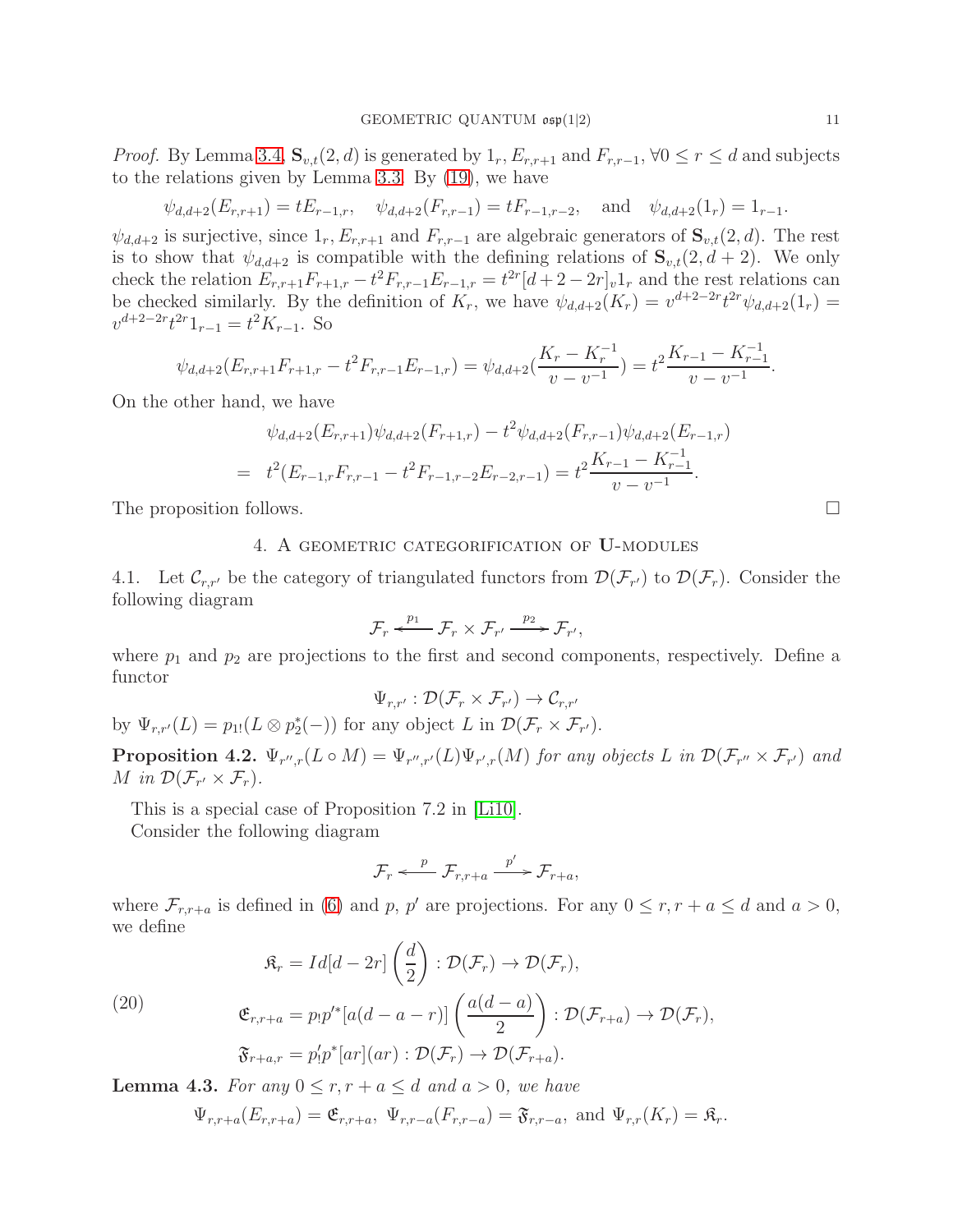*Proof.* By Lemma 3.4, $\mathbf{S}_{v,t}(2,d)$ is generated by $1_r, E_{r,r+1}$ and $F_{r,r-1}$, $\forall 0 \leq r \leq d$ and subjects to the relations given by Lemma 3.3. By (19), we have

$$\psi_{d,d+2}(E_{r,r+1}) = tE_{r-1,r}, \quad \psi_{d,d+2}(F_{r,r-1}) = tF_{r-1,r-2}, \quad \text{and} \quad \psi_{d,d+2}(1_r) = 1_{r-1}.$$

$\psi_{d,d+2}$ is surjective, since $1_r$, $E_{r,r+1}$ and $F_{r,r-1}$ are algebraic generators of $\mathbf{S}_{v,t}(2,d)$. The rest is to show that $\psi_{d,d+2}$ is compatible with the defining relations of $\mathbf{S}_{v,t}(2,d+2)$. We only check the relation $E_{r,r+1}F_{r+1,r} - t^2F_{r,r-1}E_{r-1,r} = t^{2r}[d+2-2r]_v 1_r$ and the rest relations can be checked similarly. By the definition of $K_r$, we have $\psi_{d,d+2}(K_r) = v^{d+2-2r}t^{2r}\psi_{d,d+2}(1_r) = v^{d+2-2r}t^{2r}1_{r-1} = t^2K_{r-1}$. So

$$\psi_{d,d+2}(E_{r,r+1}F_{r+1,r} - t^2F_{r,r-1}E_{r-1,r}) = \psi_{d,d+2}(\frac{K_r - K_r^{-1}}{v - v^{-1}}) = t^2\frac{K_{r-1} - K_{r-1}^{-1}}{v - v^{-1}}.$$

On the other hand, we have

$$\begin{aligned} &\psi_{d,d+2}(E_{r,r+1})\psi_{d,d+2}(F_{r+1,r}) - t^2\psi_{d,d+2}(F_{r,r-1})\psi_{d,d+2}(E_{r-1,r}) \\ = \;& t^2(E_{r-1,r}F_{r,r-1} - t^2F_{r-1,r-2}E_{r-2,r-1}) = t^2\frac{K_{r-1} - K_{r-1}^{-1}}{v - v^{-1}}. \end{aligned}$$

The proposition follows. $\square$

## 4. A geometric categorification of U-modules

4.1. Let $\mathcal{C}_{r,r'}$ be the category of triangulated functors from $\mathcal{D}(\mathcal{F}_{r'})$ to $\mathcal{D}(\mathcal{F}_r)$. Consider the following diagram

$$\mathcal{F}_r \xleftarrow{p_1} \mathcal{F}_r \times \mathcal{F}_{r'} \xrightarrow{p_2} \mathcal{F}_{r'},$$

where $p_1$ and $p_2$ are projections to the first and second components, respectively. Define a functor

$$\Psi_{r,r'} : \mathcal{D}(\mathcal{F}_r \times \mathcal{F}_{r'}) \to \mathcal{C}_{r,r'}$$

by $\Psi_{r,r'}(L) = p_{1!}(L \otimes p_2^*(-))$ for any object $L$ in $\mathcal{D}(\mathcal{F}_r \times \mathcal{F}_{r'})$.

**Proposition 4.2.** *$\Psi_{r'',r}(L \circ M) = \Psi_{r'',r'}(L)\Psi_{r',r}(M)$ for any objects $L$ in $\mathcal{D}(\mathcal{F}_{r''} \times \mathcal{F}_{r'})$ and $M$ in $\mathcal{D}(\mathcal{F}_{r'} \times \mathcal{F}_r)$.*

This is a special case of Proposition 7.2 in [Li10].

Consider the following diagram

$$\mathcal{F}_r \xleftarrow{p} \mathcal{F}_{r,r+a} \xrightarrow{p'} \mathcal{F}_{r+a},$$

where $\mathcal{F}_{r,r+a}$ is defined in (6) and $p$, $p'$ are projections. For any $0 \leq r, r+a \leq d$ and $a > 0$, we define

$$\begin{aligned} &\mathfrak{K}_r = Id[d-2r]\left(\frac{d}{2}\right) : \mathcal{D}(\mathcal{F}_r) \to \mathcal{D}(\mathcal{F}_r), \\ (20) \qquad &\mathfrak{E}_{r,r+a} = p_! p'^*[a(d-a-r)]\left(\frac{a(d-a)}{2}\right) : \mathcal{D}(\mathcal{F}_{r+a}) \to \mathcal{D}(\mathcal{F}_r), \\ &\mathfrak{F}_{r+a,r} = p'_! p^*[ar](ar) : \mathcal{D}(\mathcal{F}_r) \to \mathcal{D}(\mathcal{F}_{r+a}). \end{aligned}$$

**Lemma 4.3.** *For any $0 \leq r, r+a \leq d$ and $a > 0$, we have*

$$\Psi_{r,r+a}(E_{r,r+a}) = \mathfrak{E}_{r,r+a},\ \Psi_{r,r-a}(F_{r,r-a}) = \mathfrak{F}_{r,r-a}, \text{ and } \Psi_{r,r}(K_r) = \mathfrak{K}_r.$$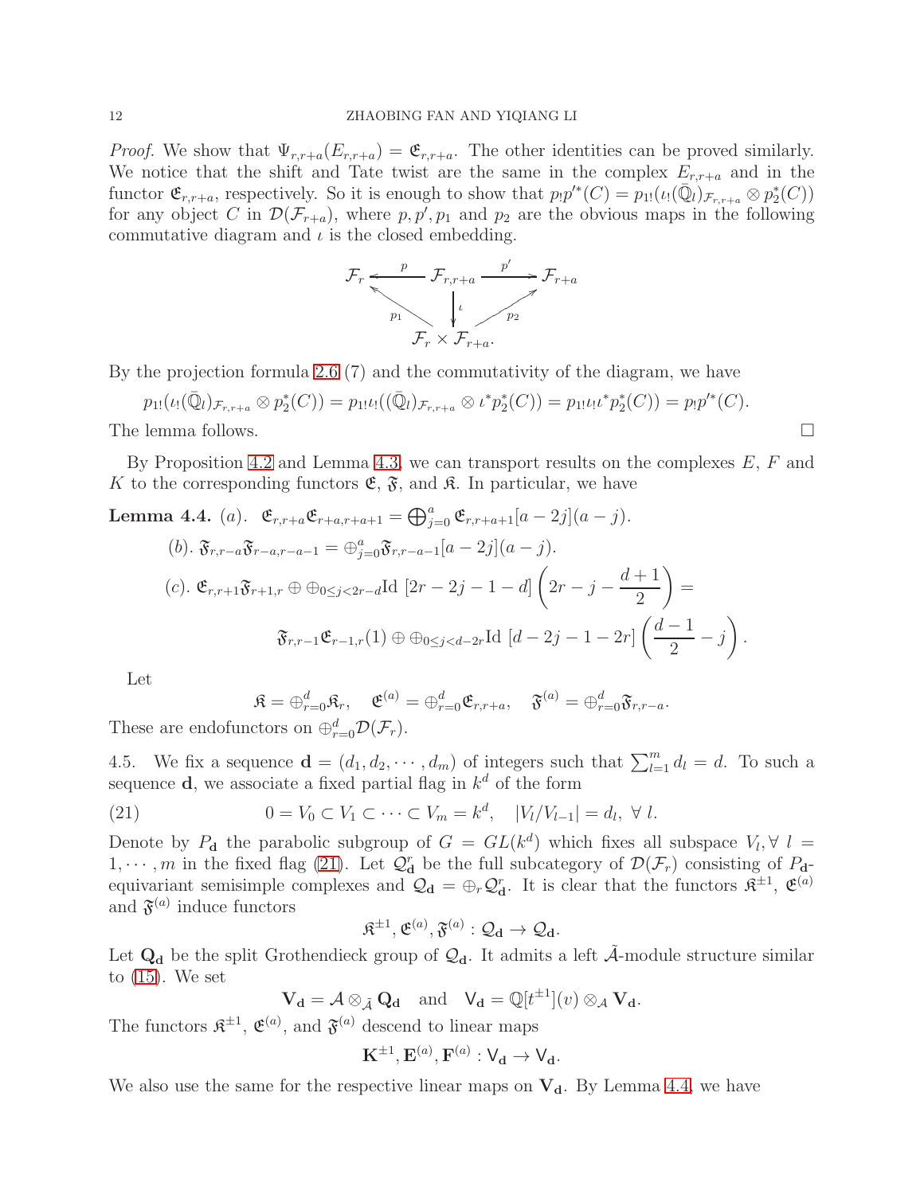*Proof.* We show that $\Psi_{r,r+a}(E_{r,r+a}) = \mathfrak{E}_{r,r+a}$. The other identities can be proved similarly. We notice that the shift and Tate twist are the same in the complex $E_{r,r+a}$ and in the functor $\mathfrak{E}_{r,r+a}$, respectively. So it is enough to show that $p_! p'^*(C) = p_{1!}(\iota_!(\bar{\mathbb{Q}}_l)_{\mathcal{F}_{r,r+a}} \otimes p_2^*(C))$ for any object $C$ in $\mathcal{D}(\mathcal{F}_{r+a})$, where $p, p', p_1$ and $p_2$ are the obvious maps in the following commutative diagram and $\iota$ is the closed embedding.

$$\begin{array}{ccccc} \mathcal{F}_r & \xleftarrow{p} & \mathcal{F}_{r,r+a} & \xrightarrow{p'} & \mathcal{F}_{r+a} \\ & {\nwarrow}^{p_1} & \downarrow{\iota} & {\nearrow}^{p_2} & \\ & & \mathcal{F}_r \times \mathcal{F}_{r+a}. & & \end{array}$$

By the projection formula 2.6 (7) and the commutativity of the diagram, we have

$$p_{1!}(\iota_!(\bar{\mathbb{Q}}_l)_{\mathcal{F}_{r,r+a}} \otimes p_2^*(C)) = p_{1!}\iota_!((\bar{\mathbb{Q}}_l)_{\mathcal{F}_{r,r+a}} \otimes \iota^* p_2^*(C)) = p_{1!}\iota_!\iota^* p_2^*(C)) = p_! p'^*(C).$$

The lemma follows. $\square$

By Proposition 4.2 and Lemma 4.3, we can transport results on the complexes $E$, $F$ and $K$ to the corresponding functors $\mathfrak{E}$, $\mathfrak{F}$, and $\mathfrak{K}$. In particular, we have

**Lemma 4.4.** (*a*). $\mathfrak{E}_{r,r+a}\mathfrak{E}_{r+a,r+a+1} = \bigoplus_{j=0}^{a} \mathfrak{E}_{r,r+a+1}[a-2j](a-j)$.

(*b*). $\mathfrak{F}_{r,r-a}\mathfrak{F}_{r-a,r-a-1} = \oplus_{j=0}^{a}\mathfrak{F}_{r,r-a-1}[a-2j](a-j)$.

(*c*). $\mathfrak{E}_{r,r+1}\mathfrak{F}_{r+1,r} \oplus \oplus_{0\leq j<2r-d}\mathrm{Id}\ [2r-2j-1-d]\left(2r-j-\dfrac{d+1}{2}\right) =$

$$\mathfrak{F}_{r,r-1}\mathfrak{E}_{r-1,r}(1) \oplus \oplus_{0\leq j<d-2r}\mathrm{Id}\ [d-2j-1-2r]\left(\frac{d-1}{2}-j\right).$$

Let

$$\mathfrak{K} = \oplus_{r=0}^{d}\mathfrak{K}_r, \quad \mathfrak{E}^{(a)} = \oplus_{r=0}^{d}\mathfrak{E}_{r,r+a}, \quad \mathfrak{F}^{(a)} = \oplus_{r=0}^{d}\mathfrak{F}_{r,r-a}.$$

These are endofunctors on $\oplus_{r=0}^{d}\mathcal{D}(\mathcal{F}_r)$.

4.5. We fix a sequence $\mathbf{d} = (d_1, d_2, \cdots, d_m)$ of integers such that $\sum_{l=1}^{m} d_l = d$. To such a sequence $\mathbf{d}$, we associate a fixed partial flag in $k^d$ of the form

$$0 = V_0 \subset V_1 \subset \cdots \subset V_m = k^d, \quad |V_l/V_{l-1}| = d_l, \ \forall\ l. \tag{21}$$

Denote by $P_{\mathbf{d}}$ the parabolic subgroup of $G = GL(k^d)$ which fixes all subspace $V_l, \forall\ l = 1, \cdots, m$ in the fixed flag (21). Let $\mathcal{Q}_{\mathbf{d}}^r$ be the full subcategory of $\mathcal{D}(\mathcal{F}_r)$ consisting of $P_{\mathbf{d}}$-equivariant semisimple complexes and $\mathcal{Q}_{\mathbf{d}} = \oplus_r \mathcal{Q}_{\mathbf{d}}^r$. It is clear that the functors $\mathfrak{K}^{\pm 1}$, $\mathfrak{E}^{(a)}$ and $\mathfrak{F}^{(a)}$ induce functors

$$\mathfrak{K}^{\pm 1}, \mathfrak{E}^{(a)}, \mathfrak{F}^{(a)} : \mathcal{Q}_{\mathbf{d}} \to \mathcal{Q}_{\mathbf{d}}.$$

Let $\mathbf{Q}_{\mathbf{d}}$ be the split Grothendieck group of $\mathcal{Q}_{\mathbf{d}}$. It admits a left $\tilde{\mathcal{A}}$-module structure similar to (15). We set

$$\mathbf{V}_{\mathbf{d}} = \mathcal{A} \otimes_{\tilde{\mathcal{A}}} \mathbf{Q}_{\mathbf{d}} \quad \text{and} \quad \mathsf{V}_{\mathbf{d}} = \mathbb{Q}[t^{\pm 1}](v) \otimes_{\mathcal{A}} \mathbf{V}_{\mathbf{d}}.$$

The functors $\mathfrak{K}^{\pm 1}$, $\mathfrak{E}^{(a)}$, and $\mathfrak{F}^{(a)}$ descend to linear maps

$$\mathbf{K}^{\pm 1}, \mathbf{E}^{(a)}, \mathbf{F}^{(a)} : \mathsf{V}_{\mathbf{d}} \to \mathsf{V}_{\mathbf{d}}.$$

We also use the same for the respective linear maps on $\mathbf{V}_{\mathbf{d}}$. By Lemma 4.4, we have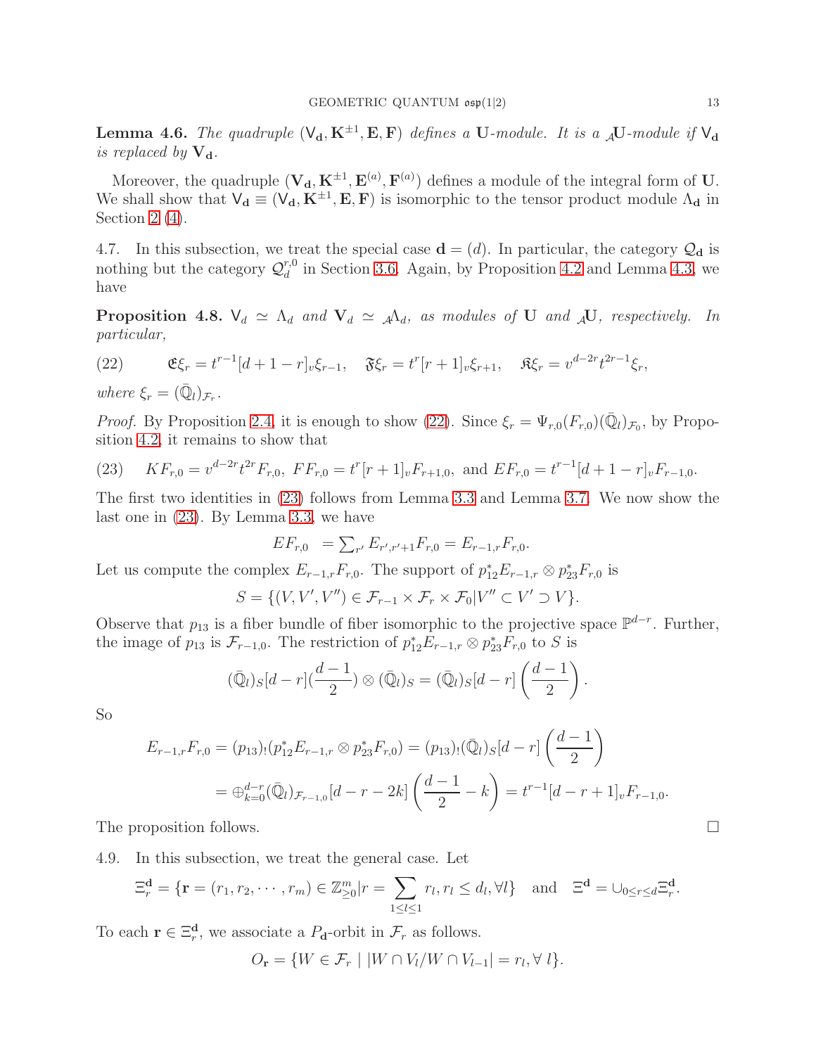**Lemma 4.6.** *The quadruple $(\mathsf{V}_{\mathbf{d}}, \mathbf{K}^{\pm 1}, \mathbf{E}, \mathbf{F})$ defines a $\mathbf{U}$-module. It is a ${}_{\mathcal{A}}\mathbf{U}$-module if $\mathsf{V}_{\mathbf{d}}$ is replaced by $\mathbf{V}_{\mathbf{d}}$.*

Moreover, the quadruple $(\mathbf{V}_{\mathbf{d}}, \mathbf{K}^{\pm 1}, \mathbf{E}^{(a)}, \mathbf{F}^{(a)})$ defines a module of the integral form of $\mathbf{U}$. We shall show that $\mathsf{V}_{\mathbf{d}} \equiv (\mathsf{V}_{\mathbf{d}}, \mathbf{K}^{\pm 1}, \mathbf{E}, \mathbf{F})$ is isomorphic to the tensor product module $\Lambda_{\mathbf{d}}$ in Section 2 (4).

4.7. In this subsection, we treat the special case $\mathbf{d} = (d)$. In particular, the category $\mathcal{Q}_{\mathbf{d}}$ is nothing but the category $\mathcal{Q}_d^{r,0}$ in Section 3.6. Again, by Proposition 4.2 and Lemma 4.3, we have

**Proposition 4.8.** *$\mathsf{V}_d \simeq \Lambda_d$ and $\mathbf{V}_d \simeq {}_{\mathcal{A}}\Lambda_d$, as modules of $\mathbf{U}$ and ${}_{\mathcal{A}}\mathbf{U}$, respectively. In particular,*

$$\mathfrak{E}\xi_r = t^{r-1}[d+1-r]_v \xi_{r-1}, \quad \mathfrak{F}\xi_r = t^r[r+1]_v \xi_{r+1}, \quad \mathfrak{K}\xi_r = v^{d-2r}t^{2r-1}\xi_r, \tag{22}$$

*where $\xi_r = (\bar{\mathbb{Q}}_l)_{\mathcal{F}_r}$.*

*Proof.* By Proposition 2.4, it is enough to show (22). Since $\xi_r = \Psi_{r,0}(F_{r,0})(\bar{\mathbb{Q}}_l)_{\mathcal{F}_0}$, by Proposition 4.2, it remains to show that

$$KF_{r,0} = v^{d-2r}t^{2r}F_{r,0}, \; FF_{r,0} = t^r[r+1]_v F_{r+1,0}, \text{ and } EF_{r,0} = t^{r-1}[d+1-r]_v F_{r-1,0}. \tag{23}$$

The first two identities in (23) follows from Lemma 3.3 and Lemma 3.7. We now show the last one in (23). By Lemma 3.3, we have

$$EF_{r,0} \;= \textstyle\sum_{r'} E_{r',r'+1}F_{r,0} = E_{r-1,r}F_{r,0}.$$

Let us compute the complex $E_{r-1,r}F_{r,0}$. The support of $p_{12}^* E_{r-1,r} \otimes p_{23}^* F_{r,0}$ is

$$S = \{(V, V', V'') \in \mathcal{F}_{r-1} \times \mathcal{F}_r \times \mathcal{F}_0 | V'' \subset V' \supset V\}.$$

Observe that $p_{13}$ is a fiber bundle of fiber isomorphic to the projective space $\mathbb{P}^{d-r}$. Further, the image of $p_{13}$ is $\mathcal{F}_{r-1,0}$. The restriction of $p_{12}^* E_{r-1,r} \otimes p_{23}^* F_{r,0}$ to $S$ is

$$(\bar{\mathbb{Q}}_l)_S[d-r](\frac{d-1}{2}) \otimes (\bar{\mathbb{Q}}_l)_S = (\bar{\mathbb{Q}}_l)_S[d-r]\left(\frac{d-1}{2}\right).$$

So

$$\begin{aligned} E_{r-1,r}F_{r,0} &= (p_{13})_!(p_{12}^* E_{r-1,r} \otimes p_{23}^* F_{r,0}) = (p_{13})_!(\bar{\mathbb{Q}}_l)_S[d-r]\left(\frac{d-1}{2}\right) \\ &= \oplus_{k=0}^{d-r}(\bar{\mathbb{Q}}_l)_{\mathcal{F}_{r-1,0}}[d-r-2k]\left(\frac{d-1}{2}-k\right) = t^{r-1}[d-r+1]_v F_{r-1,0}. \end{aligned}$$

The proposition follows. $\square$

4.9. In this subsection, we treat the general case. Let

$$\Xi_r^{\mathbf{d}} = \{\mathbf{r} = (r_1, r_2, \cdots, r_m) \in \mathbb{Z}_{\geq 0}^m | r = \sum_{1 \leq l \leq 1} r_l, r_l \leq d_l, \forall l\} \quad \text{and} \quad \Xi^{\mathbf{d}} = \cup_{0 \leq r \leq d}\Xi_r^{\mathbf{d}}.$$

To each $\mathbf{r} \in \Xi_r^{\mathbf{d}}$, we associate a $P_{\mathbf{d}}$-orbit in $\mathcal{F}_r$ as follows.

$$O_{\mathbf{r}} = \{W \in \mathcal{F}_r \mid |W \cap V_l / W \cap V_{l-1}| = r_l, \forall\, l\}.$$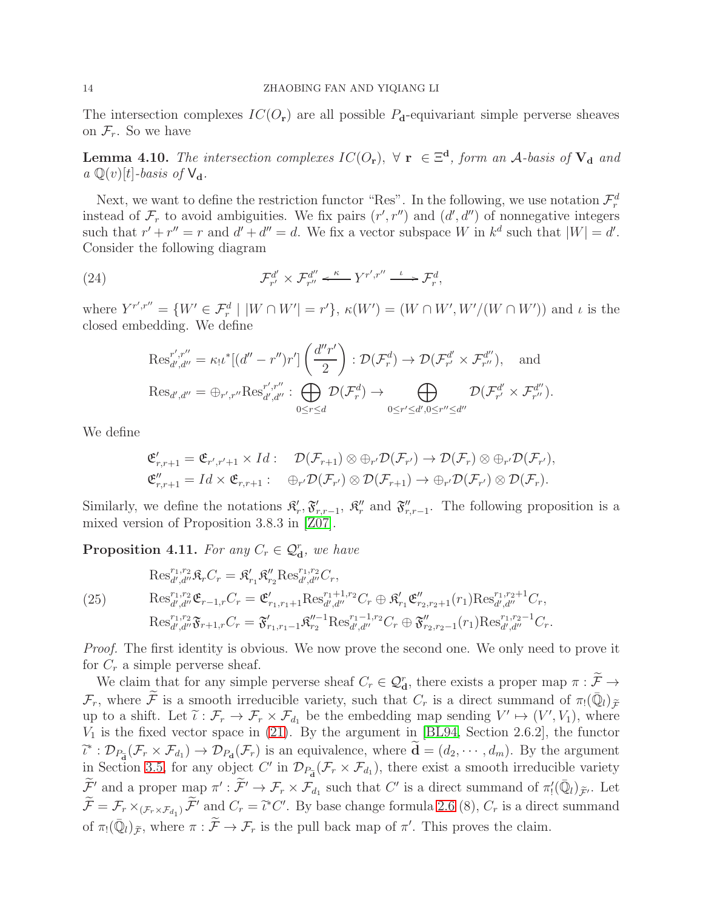The intersection complexes $IC(O_{\mathbf{r}})$ are all possible $P_{\mathbf{d}}$-equivariant simple perverse sheaves on $\mathcal{F}_r$. So we have

**Lemma 4.10.** *The intersection complexes $IC(O_{\mathbf{r}})$, $\forall$ $\mathbf{r} \in \Xi^{\mathbf{d}}$, form an $\mathcal{A}$-basis of $\mathbf{V}_{\mathbf{d}}$ and a $\mathbb{Q}(v)[t]$-basis of $\mathsf{V}_{\mathbf{d}}$.*

Next, we want to define the restriction functor "Res". In the following, we use notation $\mathcal{F}_r^d$ instead of $\mathcal{F}_r$ to avoid ambiguities. We fix pairs $(r', r'')$ and $(d', d'')$ of nonnegative integers such that $r' + r'' = r$ and $d' + d'' = d$. We fix a vector subspace $W$ in $k^d$ such that $|W| = d'$. Consider the following diagram

$$\mathcal{F}_{r'}^{d'} \times \mathcal{F}_{r''}^{d''} \xleftarrow{\kappa} Y^{r',r''} \xrightarrow{\iota} \mathcal{F}_r^d, \tag{24}$$

where $Y^{r',r''} = \{W' \in \mathcal{F}_r^d \mid |W \cap W'| = r'\}$, $\kappa(W') = (W \cap W', W'/(W \cap W'))$ and $\iota$ is the closed embedding. We define

$$\mathrm{Res}_{d',d''}^{r',r''} = \kappa_! \iota^* [(d'' - r'')r'] \left(\frac{d''r'}{2}\right) : \mathcal{D}(\mathcal{F}_r^d) \to \mathcal{D}(\mathcal{F}_{r'}^{d'} \times \mathcal{F}_{r''}^{d''}), \quad \text{and}$$

$$\mathrm{Res}_{d',d''} = \oplus_{r',r''} \mathrm{Res}_{d',d''}^{r',r''} : \bigoplus_{0 \leq r \leq d} \mathcal{D}(\mathcal{F}_r^d) \to \bigoplus_{0 \leq r' \leq d', 0 \leq r'' \leq d''} \mathcal{D}(\mathcal{F}_{r'}^{d'} \times \mathcal{F}_{r''}^{d''}).$$

We define

$$\mathfrak{E}'_{r,r+1} = \mathfrak{E}_{r',r'+1} \times Id : \quad \mathcal{D}(\mathcal{F}_{r+1}) \otimes \oplus_{r'} \mathcal{D}(\mathcal{F}_{r'}) \to \mathcal{D}(\mathcal{F}_r) \otimes \oplus_{r'} \mathcal{D}(\mathcal{F}_{r'}),$$

$$\mathfrak{E}''_{r,r+1} = Id \times \mathfrak{E}_{r,r+1} : \quad \oplus_{r'} \mathcal{D}(\mathcal{F}_{r'}) \otimes \mathcal{D}(\mathcal{F}_{r+1}) \to \oplus_{r'} \mathcal{D}(\mathcal{F}_{r'}) \otimes \mathcal{D}(\mathcal{F}_r).$$

Similarly, we define the notations $\mathfrak{K}'_r, \mathfrak{F}'_{r,r-1}$, $\mathfrak{K}''_r$ and $\mathfrak{F}''_{r,r-1}$. The following proposition is a mixed version of Proposition 3.8.3 in [Z07].

**Proposition 4.11.** *For any $C_r \in \mathcal{Q}_{\mathbf{d}}^r$, we have*

$$\begin{aligned}
&\mathrm{Res}_{d',d''}^{r_1,r_2} \mathfrak{K}_r C_r = \mathfrak{K}'_{r_1} \mathfrak{K}''_{r_2} \mathrm{Res}_{d',d''}^{r_1,r_2} C_r, \\
&\mathrm{Res}_{d',d''}^{r_1,r_2} \mathfrak{E}_{r-1,r} C_r = \mathfrak{E}'_{r_1,r_1+1} \mathrm{Res}_{d',d''}^{r_1+1,r_2} C_r \oplus \mathfrak{K}'_{r_1} \mathfrak{E}''_{r_2,r_2+1}(r_1) \mathrm{Res}_{d',d''}^{r_1,r_2+1} C_r, \\
&\mathrm{Res}_{d',d''}^{r_1,r_2} \mathfrak{F}_{r+1,r} C_r = \mathfrak{F}'_{r_1,r_1-1} \mathfrak{K}''^{-1}_{r_2} \mathrm{Res}_{d',d''}^{r_1-1,r_2} C_r \oplus \mathfrak{F}''_{r_2,r_2-1}(r_1) \mathrm{Res}_{d',d''}^{r_1,r_2-1} C_r.
\end{aligned} \tag{25}$$

*Proof.* The first identity is obvious. We now prove the second one. We only need to prove it for $C_r$ a simple perverse sheaf.

We claim that for any simple perverse sheaf $C_r \in \mathcal{Q}_{\mathbf{d}}^r$, there exists a proper map $\pi : \widetilde{\mathcal{F}} \to \mathcal{F}_r$, where $\widetilde{\mathcal{F}}$ is a smooth irreducible variety, such that $C_r$ is a direct summand of $\pi_!(\bar{\mathbb{Q}}_l)_{\widetilde{\mathcal{F}}}$ up to a shift. Let $\widetilde{\iota} : \mathcal{F}_r \to \mathcal{F}_r \times \mathcal{F}_{d_1}$ be the embedding map sending $V' \mapsto (V', V_1)$, where $V_1$ is the fixed vector space in (21). By the argument in [BL94, Section 2.6.2], the functor $\widetilde{\iota}^* : \mathcal{D}_{P_{\widetilde{\mathbf{d}}}}(\mathcal{F}_r \times \mathcal{F}_{d_1}) \to \mathcal{D}_{P_{\mathbf{d}}}(\mathcal{F}_r)$ is an equivalence, where $\widetilde{\mathbf{d}} = (d_2, \cdots, d_m)$. By the argument in Section 3.5, for any object $C'$ in $\mathcal{D}_{P_{\widetilde{\mathbf{d}}}}(\mathcal{F}_r \times \mathcal{F}_{d_1})$, there exist a smooth irreducible variety $\widetilde{\mathcal{F}}'$ and a proper map $\pi' : \widetilde{\mathcal{F}}' \to \mathcal{F}_r \times \mathcal{F}_{d_1}$ such that $C'$ is a direct summand of $\pi'_!(\bar{\mathbb{Q}}_l)_{\widetilde{\mathcal{F}}'}$. Let $\widetilde{\mathcal{F}} = \mathcal{F}_r \times_{(\mathcal{F}_r \times \mathcal{F}_{d_1})} \widetilde{\mathcal{F}}'$ and $C_r = \widetilde{\iota}^* C'$. By base change formula 2.6 (8), $C_r$ is a direct summand of $\pi_!(\bar{\mathbb{Q}}_l)_{\widetilde{\mathcal{F}}}$, where $\pi : \widetilde{\mathcal{F}} \to \mathcal{F}_r$ is the pull back map of $\pi'$. This proves the claim.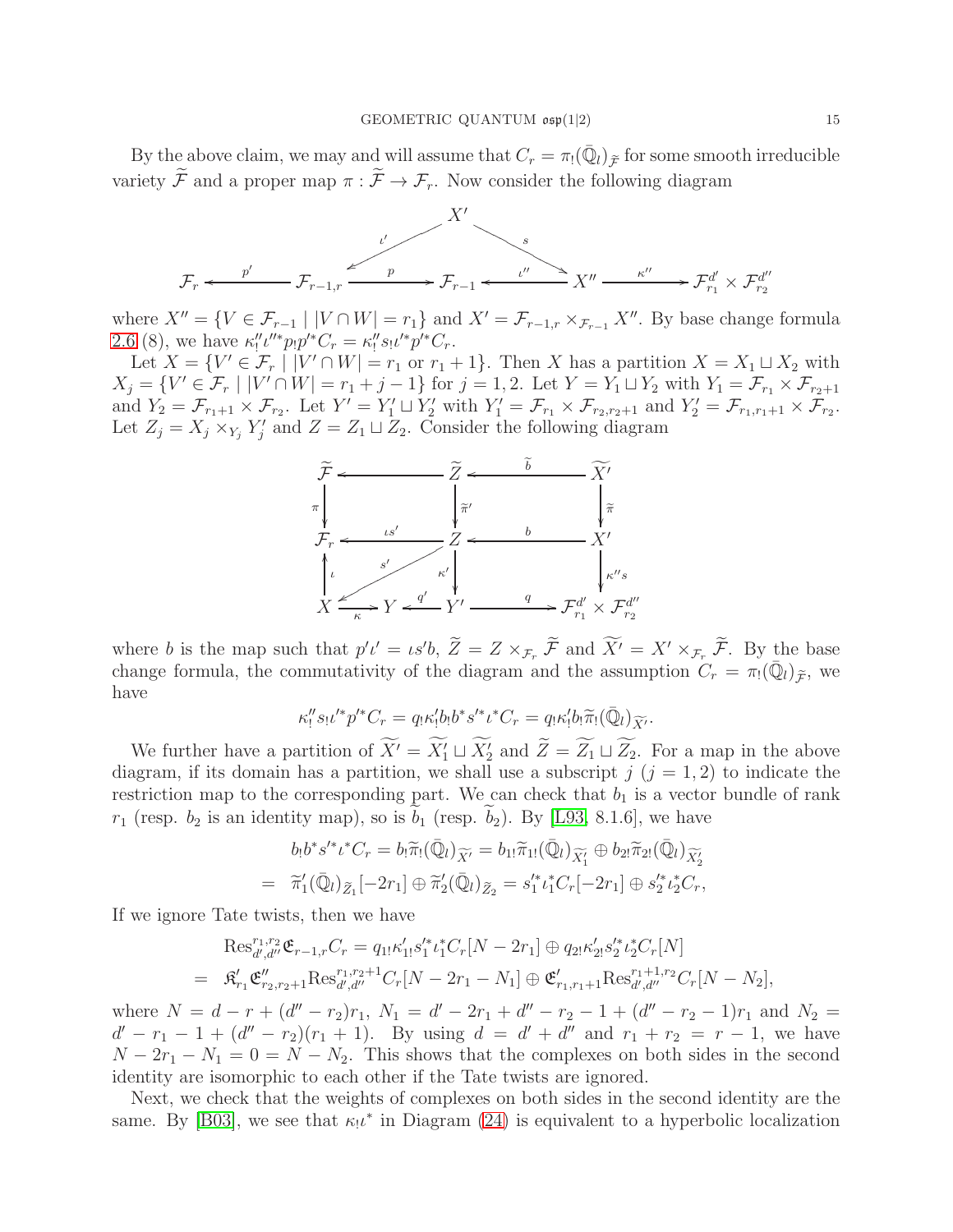By the above claim, we may and will assume that $C_r = \pi_!(\bar{\mathbb{Q}}_l)_{\widetilde{\mathcal{F}}}$ for some smooth irreducible variety $\widetilde{\mathcal{F}}$ and a proper map $\pi : \widetilde{\mathcal{F}} \to \mathcal{F}_r$. Now consider the following diagram

$$
\begin{array}{ccccccccc}
 & & & & X' & & & & \\
 & & & \swarrow^{\iota'} & & \searrow^{s} & & & \\
\mathcal{F}_r & \xleftarrow{p'} & \mathcal{F}_{r-1,r} & & \xrightarrow{p} \ \mathcal{F}_{r-1} & \xleftarrow{\iota''} & X'' & \xrightarrow{\kappa''} & \mathcal{F}^{d'}_{r_1} \times \mathcal{F}^{d''}_{r_2}
\end{array}
$$

where $X'' = \{V \in \mathcal{F}_{r-1} \mid |V \cap W| = r_1\}$ and $X' = \mathcal{F}_{r-1,r} \times_{\mathcal{F}_{r-1}} X''$. By base change formula 2.6 (8), we have $\kappa''_! \iota''^* p_! p'^* C_r = \kappa''_! s_! \iota'^* p'^* C_r$.

Let $X = \{V' \in \mathcal{F}_r \mid |V' \cap W| = r_1 \text{ or } r_1+1\}$. Then $X$ has a partition $X = X_1 \sqcup X_2$ with $X_j = \{V' \in \mathcal{F}_r \mid |V' \cap W| = r_1 + j - 1\}$ for $j = 1, 2$. Let $Y = Y_1 \sqcup Y_2$ with $Y_1 = \mathcal{F}_{r_1} \times \mathcal{F}_{r_2+1}$ and $Y_2 = \mathcal{F}_{r_1+1} \times \mathcal{F}_{r_2}$. Let $Y' = Y'_1 \sqcup Y'_2$ with $Y'_1 = \mathcal{F}_{r_1} \times \mathcal{F}_{r_2, r_2+1}$ and $Y'_2 = \mathcal{F}_{r_1, r_1+1} \times \mathcal{F}_{r_2}$. Let $Z_j = X_j \times_{Y_j} Y'_j$ and $Z = Z_1 \sqcup Z_2$. Consider the following diagram

$$
\begin{array}{ccccccc}
\widetilde{\mathcal{F}} & \longleftarrow & \widetilde{Z} & \xleftarrow{\widetilde{b}} & & & \widetilde{X'} \\
\downarrow{\scriptstyle \pi} & & \downarrow{\scriptstyle \widetilde{\pi}'} & & & & \downarrow{\scriptstyle \widetilde{\pi}} \\
\mathcal{F}_r & \xleftarrow{\iota s'} & Z & \xleftarrow{b} & & & X' \\
\uparrow{\scriptstyle \iota} & \swarrow^{s'} & \downarrow{\scriptstyle \kappa'} & & & & \downarrow{\scriptstyle \kappa'' s} \\
X & \xrightarrow{\kappa} Y \xleftarrow{q'} & Y' & & \xrightarrow{q} & & \mathcal{F}^{d'}_{r_1} \times \mathcal{F}^{d''}_{r_2}
\end{array}
$$

where $b$ is the map such that $p'\iota' = \iota s' b$, $\widetilde{Z} = Z \times_{\mathcal{F}_r} \widetilde{\mathcal{F}}$ and $\widetilde{X'} = X' \times_{\mathcal{F}_r} \widetilde{\mathcal{F}}$. By the base change formula, the commutativity of the diagram and the assumption $C_r = \pi_!(\bar{\mathbb{Q}}_l)_{\widetilde{\mathcal{F}}}$, we have

$$\kappa''_! s_! \iota'^* p'^* C_r = q_! \kappa'_! b_! b^* s'^* \iota^* C_r = q_! \kappa'_! b_! \widetilde{\pi}_! (\bar{\mathbb{Q}}_l)_{\widetilde{X'}}.$$

We further have a partition of $\widetilde{X'} = \widetilde{X'_1} \sqcup \widetilde{X'_2}$ and $\widetilde{Z} = \widetilde{Z_1} \sqcup \widetilde{Z_2}$. For a map in the above diagram, if its domain has a partition, we shall use a subscript $j$ ($j = 1, 2$) to indicate the restriction map to the corresponding part. We can check that $b_1$ is a vector bundle of rank $r_1$ (resp. $b_2$ is an identity map), so is $\widetilde{b}_1$ (resp. $\widetilde{b}_2$). By [L93, 8.1.6], we have

$$
\begin{aligned}
& b_! b^* s'^* \iota^* C_r = b_! \widetilde{\pi}_! (\bar{\mathbb{Q}}_l)_{\widetilde{X'}} = b_{1!} \widetilde{\pi}_{1!} (\bar{\mathbb{Q}}_l)_{\widetilde{X'_1}} \oplus b_{2!} \widetilde{\pi}_{2!} (\bar{\mathbb{Q}}_l)_{\widetilde{X'_2}} \\
= \ & \widetilde{\pi}'_1 (\bar{\mathbb{Q}}_l)_{\widetilde{Z}_1}[-2r_1] \oplus \widetilde{\pi}'_2 (\bar{\mathbb{Q}}_l)_{\widetilde{Z}_2} = s'^*_1 \iota^*_1 C_r[-2r_1] \oplus s'^*_2 \iota^*_2 C_r,
\end{aligned}
$$

If we ignore Tate twists, then we have

$$
\begin{aligned}
& \mathrm{Res}^{r_1,r_2}_{d',d''} \mathfrak{E}_{r-1,r} C_r = q_{1!} \kappa'_{1!} s'^*_1 \iota^*_1 C_r[N - 2r_1] \oplus q_{2!} \kappa'_{2!} s'^*_2 \iota^*_2 C_r[N] \\
= \ & \mathfrak{K}'_{r_1} \mathfrak{E}''_{r_2,r_2+1} \mathrm{Res}^{r_1,r_2+1}_{d',d''} C_r[N - 2r_1 - N_1] \oplus \mathfrak{E}'_{r_1,r_1+1} \mathrm{Res}^{r_1+1,r_2}_{d',d''} C_r[N - N_2],
\end{aligned}
$$

where $N = d - r + (d'' - r_2) r_1$, $N_1 = d' - 2r_1 + d'' - r_2 - 1 + (d'' - r_2 - 1) r_1$ and $N_2 = d' - r_1 - 1 + (d'' - r_2)(r_1 + 1)$. By using $d = d' + d''$ and $r_1 + r_2 = r - 1$, we have $N - 2r_1 - N_1 = 0 = N - N_2$. This shows that the complexes on both sides in the second identity are isomorphic to each other if the Tate twists are ignored.

Next, we check that the weights of complexes on both sides in the second identity are the same. By [B03], we see that $\kappa_! \iota^*$ in Diagram (24) is equivalent to a hyperbolic localization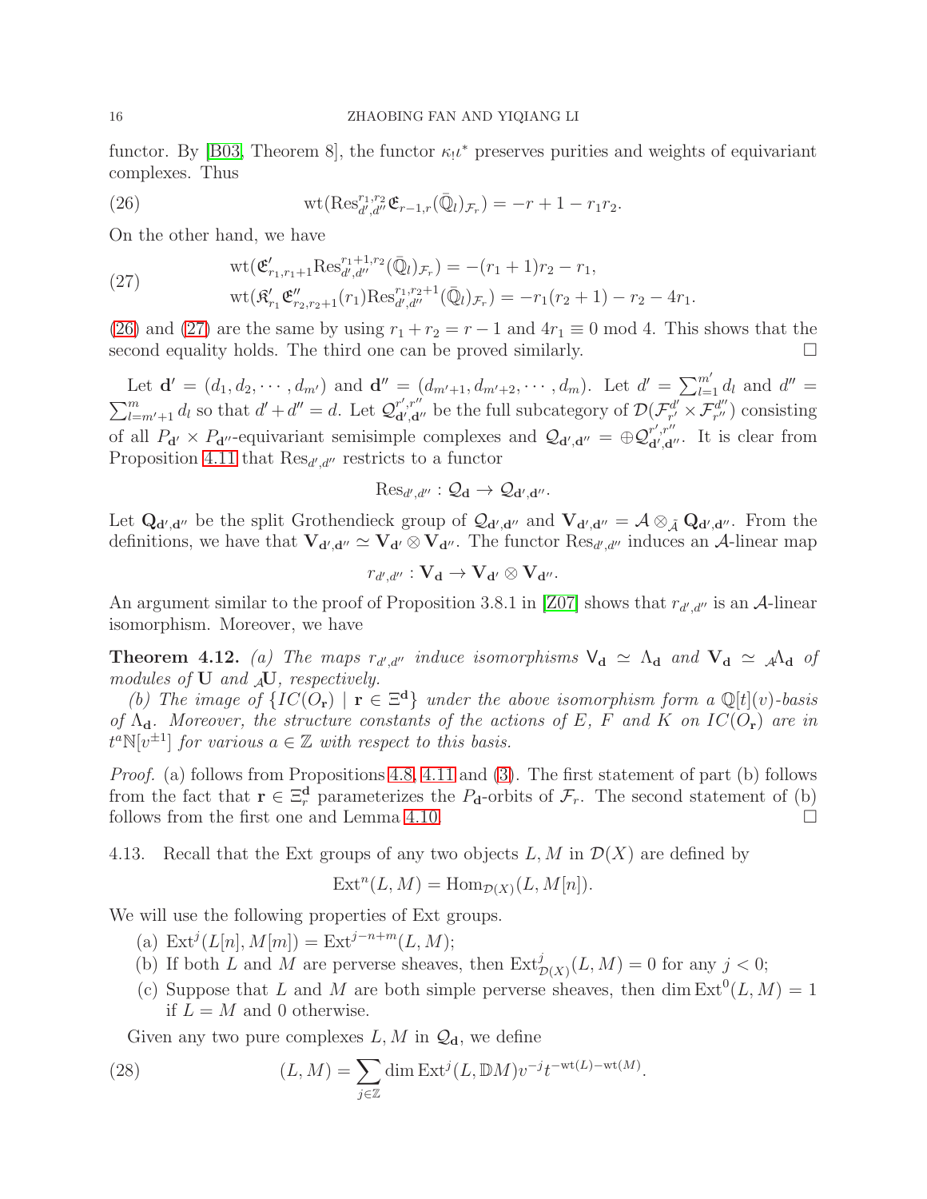functor. By [B03, Theorem 8], the functor $\kappa_! \iota^*$ preserves purities and weights of equivariant complexes. Thus

$$\mathrm{wt}(\mathrm{Res}^{r_1,r_2}_{d',d''}\mathfrak{E}_{r-1,r}(\bar{\mathbb{Q}}_l)_{\mathcal{F}_r}) = -r+1-r_1r_2. \tag{26}$$

On the other hand, we have

$$\begin{aligned}
&\mathrm{wt}(\mathfrak{E}'_{r_1,r_1+1}\mathrm{Res}^{r_1+1,r_2}_{d',d''}(\bar{\mathbb{Q}}_l)_{\mathcal{F}_r}) = -(r_1+1)r_2 - r_1,\\
&\mathrm{wt}(\mathfrak{K}'_{r_1}\mathfrak{E}''_{r_2,r_2+1}(r_1)\mathrm{Res}^{r_1,r_2+1}_{d',d''}(\bar{\mathbb{Q}}_l)_{\mathcal{F}_r}) = -r_1(r_2+1) - r_2 - 4r_1.
\end{aligned} \tag{27}$$

(26) and (27) are the same by using $r_1 + r_2 = r-1$ and $4r_1 \equiv 0 \mod 4$. This shows that the second equality holds. The third one can be proved similarly. $\square$

Let $\mathbf{d}' = (d_1, d_2, \cdots, d_{m'})$ and $\mathbf{d}'' = (d_{m'+1}, d_{m'+2}, \cdots, d_m)$. Let $d' = \sum_{l=1}^{m'} d_l$ and $d'' = \sum_{l=m'+1}^{m} d_l$ so that $d' + d'' = d$. Let $\mathcal{Q}^{r',r''}_{\mathbf{d}',\mathbf{d}''}$ be the full subcategory of $\mathcal{D}(\mathcal{F}^{d'}_{r'} \times \mathcal{F}^{d''}_{r''})$ consisting of all $P_{\mathbf{d}'} \times P_{\mathbf{d}''}$-equivariant semisimple complexes and $\mathcal{Q}_{\mathbf{d}',\mathbf{d}''} = \oplus \mathcal{Q}^{r',r''}_{\mathbf{d}',\mathbf{d}''}$. It is clear from Proposition 4.11 that $\mathrm{Res}_{d',d''}$ restricts to a functor

$$\mathrm{Res}_{d',d''} : \mathcal{Q}_{\mathbf{d}} \to \mathcal{Q}_{\mathbf{d}',\mathbf{d}''}.$$

Let $\mathbf{Q}_{\mathbf{d}',\mathbf{d}''}$ be the split Grothendieck group of $\mathcal{Q}_{\mathbf{d}',\mathbf{d}''}$ and $\mathbf{V}_{\mathbf{d}',\mathbf{d}''} = \mathcal{A} \otimes_{\tilde{\mathcal{A}}} \mathbf{Q}_{\mathbf{d}',\mathbf{d}''}$. From the definitions, we have that $\mathbf{V}_{\mathbf{d}',\mathbf{d}''} \simeq \mathbf{V}_{\mathbf{d}'} \otimes \mathbf{V}_{\mathbf{d}''}$. The functor $\mathrm{Res}_{d',d''}$ induces an $\mathcal{A}$-linear map

$$r_{d',d''} : \mathbf{V}_{\mathbf{d}} \to \mathbf{V}_{\mathbf{d}'} \otimes \mathbf{V}_{\mathbf{d}''}.$$

An argument similar to the proof of Proposition 3.8.1 in [Z07] shows that $r_{d',d''}$ is an $\mathcal{A}$-linear isomorphism. Moreover, we have

**Theorem 4.12.** *(a) The maps $r_{d',d''}$ induce isomorphisms $\mathsf{V}_{\mathbf{d}} \simeq \Lambda_{\mathbf{d}}$ and $\mathbf{V}_{\mathbf{d}} \simeq {}_{\mathcal{A}}\Lambda_{\mathbf{d}}$ of modules of $\mathbf{U}$ and ${}_{\mathcal{A}}\mathbf{U}$, respectively.*

*(b) The image of $\{IC(O_{\mathbf{r}}) \mid \mathbf{r} \in \Xi^{\mathbf{d}}\}$ under the above isomorphism form a $\mathbb{Q}[t](v)$-basis of $\Lambda_{\mathbf{d}}$. Moreover, the structure constants of the actions of $E$, $F$ and $K$ on $IC(O_{\mathbf{r}})$ are in $t^a\mathbb{N}[v^{\pm 1}]$ for various $a \in \mathbb{Z}$ with respect to this basis.*

*Proof.* (a) follows from Propositions 4.8, 4.11 and (3). The first statement of part (b) follows from the fact that $\mathbf{r} \in \Xi^{\mathbf{d}}_r$ parameterizes the $P_{\mathbf{d}}$-orbits of $\mathcal{F}_r$. The second statement of (b) follows from the first one and Lemma 4.10. $\square$

4.13. Recall that the Ext groups of any two objects $L, M$ in $\mathcal{D}(X)$ are defined by

$$\mathrm{Ext}^n(L, M) = \mathrm{Hom}_{\mathcal{D}(X)}(L, M[n]).$$

We will use the following properties of Ext groups.

(a) $\mathrm{Ext}^j(L[n], M[m]) = \mathrm{Ext}^{j-n+m}(L, M)$;

(b) If both $L$ and $M$ are perverse sheaves, then $\mathrm{Ext}^j_{\mathcal{D}(X)}(L, M) = 0$ for any $j < 0$;

(c) Suppose that $L$ and $M$ are both simple perverse sheaves, then $\dim \mathrm{Ext}^0(L, M) = 1$ if $L = M$ and 0 otherwise.

Given any two pure complexes $L, M$ in $\mathcal{Q}_{\mathbf{d}}$, we define

$$(L, M) = \sum_{j \in \mathbb{Z}} \dim \mathrm{Ext}^j(L, \mathbb{D}M) v^{-j} t^{-\mathrm{wt}(L) - \mathrm{wt}(M)}. \tag{28}$$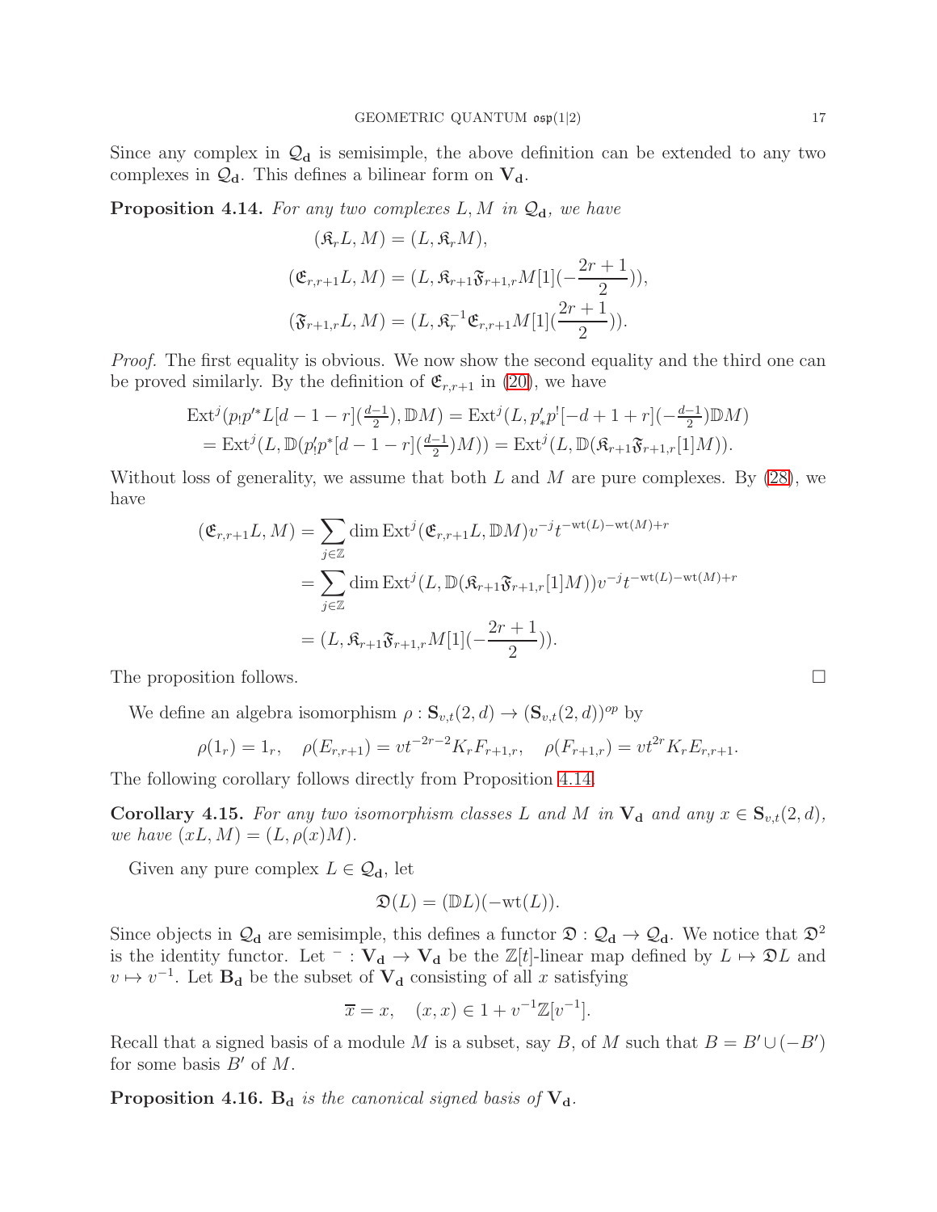Since any complex in $\mathcal{Q}_{\mathbf{d}}$ is semisimple, the above definition can be extended to any two complexes in $\mathcal{Q}_{\mathbf{d}}$. This defines a bilinear form on $\mathbf{V}_{\mathbf{d}}$.

**Proposition 4.14.** *For any two complexes $L, M$ in $\mathcal{Q}_{\mathbf{d}}$, we have*

$$
\begin{aligned}
&(\mathfrak{K}_r L, M) = (L, \mathfrak{K}_r M),\\
&(\mathfrak{E}_{r,r+1} L, M) = (L, \mathfrak{K}_{r+1}\mathfrak{F}_{r+1,r} M[1](-\frac{2r+1}{2})),\\
&(\mathfrak{F}_{r+1,r} L, M) = (L, \mathfrak{K}_r^{-1}\mathfrak{E}_{r,r+1} M[1](\frac{2r+1}{2})).
\end{aligned}
$$

*Proof.* The first equality is obvious. We now show the second equality and the third one can be proved similarly. By the definition of $\mathfrak{E}_{r,r+1}$ in (20), we have

$$
\begin{aligned}
&\mathrm{Ext}^j(p_! p'^* L[d-1-r](\tfrac{d-1}{2}), \mathbb{D}M) = \mathrm{Ext}^j(L, p'_* p^![-d+1+r](-\tfrac{d-1}{2})\mathbb{D}M)\\
&= \mathrm{Ext}^j(L, \mathbb{D}(p'_! p^*[d-1-r](\tfrac{d-1}{2})M)) = \mathrm{Ext}^j(L, \mathbb{D}(\mathfrak{K}_{r+1}\mathfrak{F}_{r+1,r}[1]M)).
\end{aligned}
$$

Without loss of generality, we assume that both $L$ and $M$ are pure complexes. By (28), we have

$$
\begin{aligned}
(\mathfrak{E}_{r,r+1} L, M) &= \sum_{j\in\mathbb{Z}} \dim \mathrm{Ext}^j(\mathfrak{E}_{r,r+1} L, \mathbb{D}M) v^{-j} t^{-\mathrm{wt}(L)-\mathrm{wt}(M)+r}\\
&= \sum_{j\in\mathbb{Z}} \dim \mathrm{Ext}^j(L, \mathbb{D}(\mathfrak{K}_{r+1}\mathfrak{F}_{r+1,r}[1]M)) v^{-j} t^{-\mathrm{wt}(L)-\mathrm{wt}(M)+r}\\
&= (L, \mathfrak{K}_{r+1}\mathfrak{F}_{r+1,r} M[1](-\frac{2r+1}{2})).
\end{aligned}
$$

The proposition follows. $\square$

We define an algebra isomorphism $\rho : \mathbf{S}_{v,t}(2,d) \to (\mathbf{S}_{v,t}(2,d))^{op}$ by

$$
\rho(1_r) = 1_r, \quad \rho(E_{r,r+1}) = vt^{-2r-2} K_r F_{r+1,r}, \quad \rho(F_{r+1,r}) = vt^{2r} K_r E_{r,r+1}.
$$

The following corollary follows directly from Proposition 4.14.

**Corollary 4.15.** *For any two isomorphism classes $L$ and $M$ in $\mathbf{V}_{\mathbf{d}}$ and any $x \in \mathbf{S}_{v,t}(2,d)$, we have $(xL, M) = (L, \rho(x)M)$.*

Given any pure complex $L \in \mathcal{Q}_{\mathbf{d}}$, let

$$
\mathfrak{D}(L) = (\mathbb{D}L)(-\mathrm{wt}(L)).
$$

Since objects in $\mathcal{Q}_{\mathbf{d}}$ are semisimple, this defines a functor $\mathfrak{D} : \mathcal{Q}_{\mathbf{d}} \to \mathcal{Q}_{\mathbf{d}}$. We notice that $\mathfrak{D}^2$ is the identity functor. Let $^- : \mathbf{V}_{\mathbf{d}} \to \mathbf{V}_{\mathbf{d}}$ be the $\mathbb{Z}[t]$-linear map defined by $L \mapsto \mathfrak{D}L$ and $v \mapsto v^{-1}$. Let $\mathbf{B}_{\mathbf{d}}$ be the subset of $\mathbf{V}_{\mathbf{d}}$ consisting of all $x$ satisfying

$$
\overline{x} = x, \quad (x, x) \in 1 + v^{-1}\mathbb{Z}[v^{-1}].
$$

Recall that a signed basis of a module $M$ is a subset, say $B$, of $M$ such that $B = B' \cup (-B')$ for some basis $B'$ of $M$.

**Proposition 4.16.** *$\mathbf{B}_{\mathbf{d}}$ is the canonical signed basis of $\mathbf{V}_{\mathbf{d}}$.*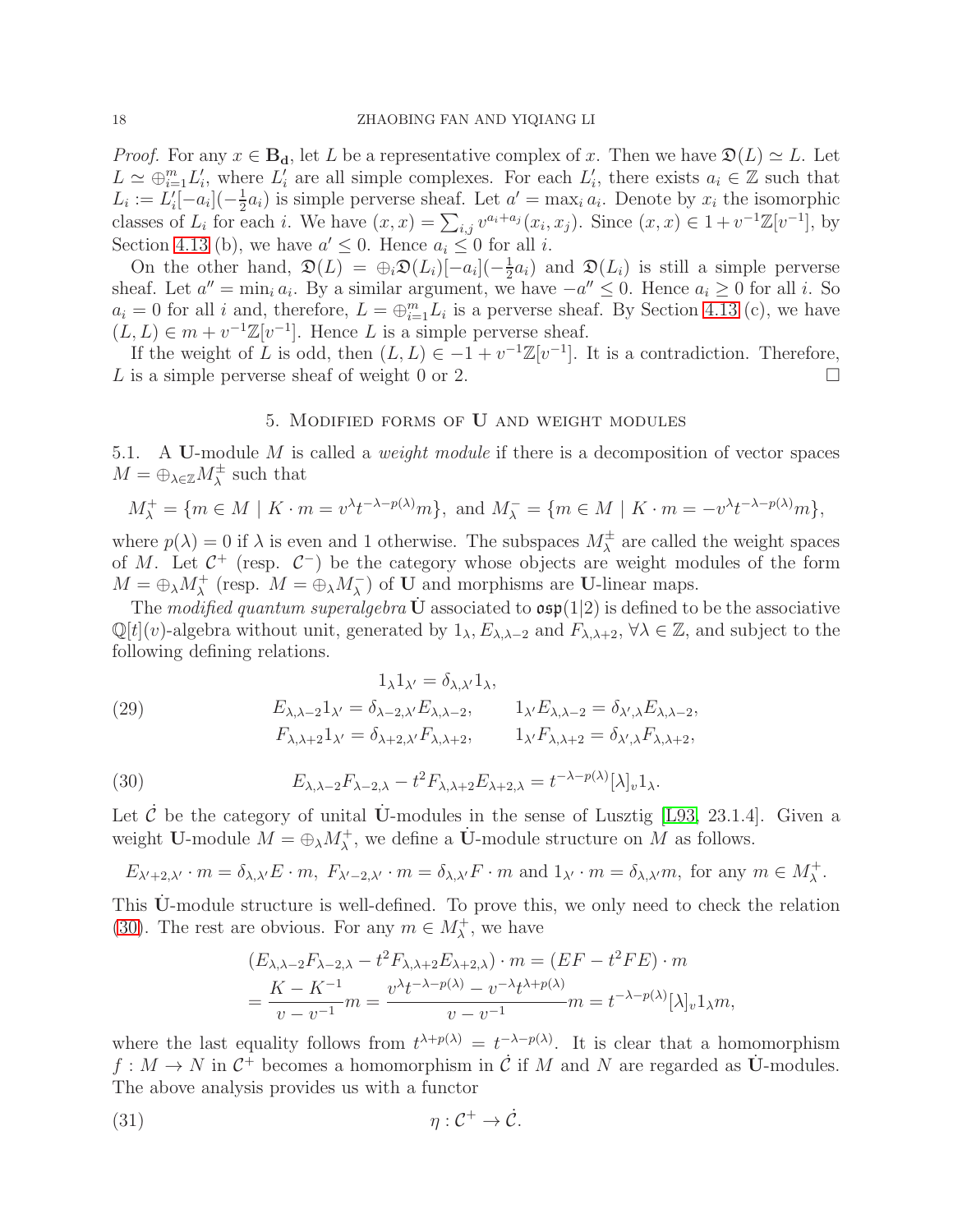*Proof.* For any $x \in \mathbf{B_d}$, let $L$ be a representative complex of $x$. Then we have $\mathfrak{D}(L) \simeq L$. Let $L \simeq \oplus_{i=1}^m L_i'$, where $L_i'$ are all simple complexes. For each $L_i'$, there exists $a_i \in \mathbb{Z}$ such that $L_i := L_i'[-a_i](-\frac{1}{2}a_i)$ is simple perverse sheaf. Let $a' = \max_i a_i$. Denote by $x_i$ the isomorphic classes of $L_i$ for each $i$. We have $(x, x) = \sum_{i,j} v^{a_i+a_j}(x_i, x_j)$. Since $(x, x) \in 1 + v^{-1}\mathbb{Z}[v^{-1}]$, by Section 4.13 (b), we have $a' \leq 0$. Hence $a_i \leq 0$ for all $i$.

On the other hand, $\mathfrak{D}(L) = \oplus_i \mathfrak{D}(L_i)[-a_i](-\frac{1}{2}a_i)$ and $\mathfrak{D}(L_i)$ is still a simple perverse sheaf. Let $a'' = \min_i a_i$. By a similar argument, we have $-a'' \leq 0$. Hence $a_i \geq 0$ for all $i$. So $a_i = 0$ for all $i$ and, therefore, $L = \oplus_{i=1}^m L_i$ is a perverse sheaf. By Section 4.13 (c), we have $(L, L) \in m + v^{-1}\mathbb{Z}[v^{-1}]$. Hence $L$ is a simple perverse sheaf.

If the weight of $L$ is odd, then $(L, L) \in -1 + v^{-1}\mathbb{Z}[v^{-1}]$. It is a contradiction. Therefore, $L$ is a simple perverse sheaf of weight 0 or 2. □

## 5. Modified forms of U and weight modules

5.1. A $\mathbf{U}$-module $M$ is called a *weight module* if there is a decomposition of vector spaces $M = \oplus_{\lambda \in \mathbb{Z}} M_\lambda^\pm$ such that

$$M_\lambda^+ = \{m \in M \mid K \cdot m = v^\lambda t^{-\lambda - p(\lambda)} m\}, \text{ and } M_\lambda^- = \{m \in M \mid K \cdot m = -v^\lambda t^{-\lambda - p(\lambda)} m\},$$

where $p(\lambda) = 0$ if $\lambda$ is even and 1 otherwise. The subspaces $M_\lambda^\pm$ are called the weight spaces of $M$. Let $\mathcal{C}^+$ (resp. $\mathcal{C}^-$) be the category whose objects are weight modules of the form $M = \oplus_\lambda M_\lambda^+$ (resp. $M = \oplus_\lambda M_\lambda^-$) of $\mathbf{U}$ and morphisms are $\mathbf{U}$-linear maps.

The *modified quantum superalgebra* $\dot{\mathbf{U}}$ associated to $\mathfrak{osp}(1|2)$ is defined to be the associative $\mathbb{Q}[t](v)$-algebra without unit, generated by $1_\lambda$, $E_{\lambda,\lambda-2}$ and $F_{\lambda,\lambda+2}$, $\forall \lambda \in \mathbb{Z}$, and subject to the following defining relations.

$$\begin{aligned}
&1_\lambda 1_{\lambda'} = \delta_{\lambda,\lambda'} 1_\lambda, \\
&E_{\lambda,\lambda-2} 1_{\lambda'} = \delta_{\lambda-2,\lambda'} E_{\lambda,\lambda-2}, \qquad 1_{\lambda'} E_{\lambda,\lambda-2} = \delta_{\lambda',\lambda} E_{\lambda,\lambda-2}, \\
&F_{\lambda,\lambda+2} 1_{\lambda'} = \delta_{\lambda+2,\lambda'} F_{\lambda,\lambda+2}, \qquad 1_{\lambda'} F_{\lambda,\lambda+2} = \delta_{\lambda',\lambda} F_{\lambda,\lambda+2},
\end{aligned} \tag{29}$$

$$E_{\lambda,\lambda-2} F_{\lambda-2,\lambda} - t^2 F_{\lambda,\lambda+2} E_{\lambda+2,\lambda} = t^{-\lambda-p(\lambda)} [\lambda]_v 1_\lambda. \tag{30}$$

Let $\dot{\mathcal{C}}$ be the category of unital $\dot{\mathbf{U}}$-modules in the sense of Lusztig [L93, 23.1.4]. Given a weight $\mathbf{U}$-module $M = \oplus_\lambda M_\lambda^+$, we define a $\dot{\mathbf{U}}$-module structure on $M$ as follows.

$$E_{\lambda'+2,\lambda'} \cdot m = \delta_{\lambda,\lambda'} E \cdot m, \ F_{\lambda'-2,\lambda'} \cdot m = \delta_{\lambda,\lambda'} F \cdot m \text{ and } 1_{\lambda'} \cdot m = \delta_{\lambda,\lambda'} m, \text{ for any } m \in M_\lambda^+.$$

This $\dot{\mathbf{U}}$-module structure is well-defined. To prove this, we only need to check the relation (30). The rest are obvious. For any $m \in M_\lambda^+$, we have

$$\begin{aligned}
&(E_{\lambda,\lambda-2} F_{\lambda-2,\lambda} - t^2 F_{\lambda,\lambda+2} E_{\lambda+2,\lambda}) \cdot m = (EF - t^2 FE) \cdot m \\
&= \frac{K - K^{-1}}{v - v^{-1}} m = \frac{v^\lambda t^{-\lambda - p(\lambda)} - v^{-\lambda} t^{\lambda + p(\lambda)}}{v - v^{-1}} m = t^{-\lambda - p(\lambda)} [\lambda]_v 1_\lambda m,
\end{aligned}$$

where the last equality follows from $t^{\lambda+p(\lambda)} = t^{-\lambda-p(\lambda)}$. It is clear that a homomorphism $f : M \to N$ in $\mathcal{C}^+$ becomes a homomorphism in $\dot{\mathcal{C}}$ if $M$ and $N$ are regarded as $\dot{\mathbf{U}}$-modules. The above analysis provides us with a functor

$$\eta : \mathcal{C}^+ \to \dot{\mathcal{C}}. \tag{31}$$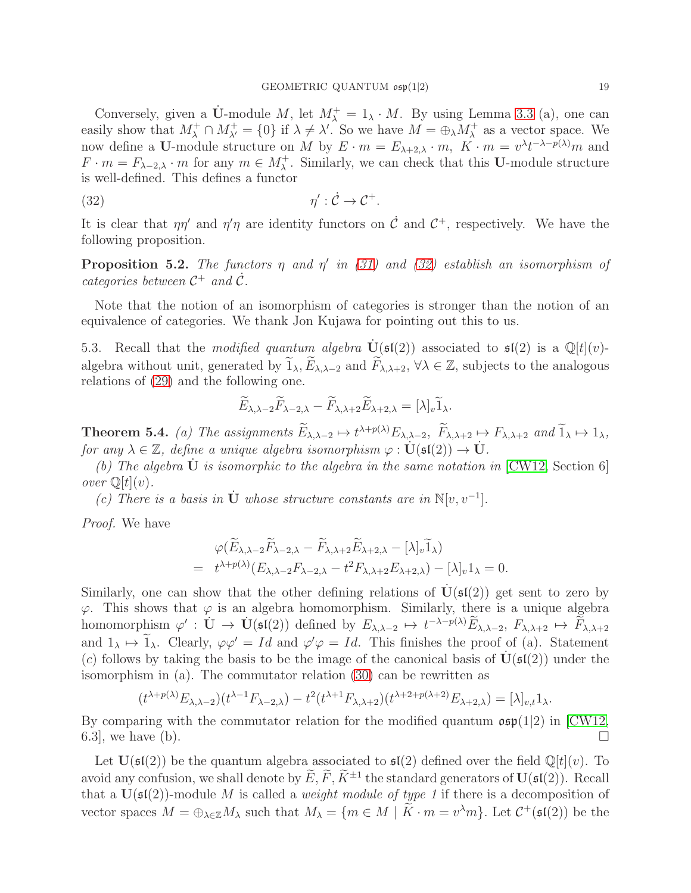Conversely, given a $\dot{\mathbf{U}}$-module $M$, let $M_\lambda^+ = 1_\lambda \cdot M$. By using Lemma 3.3 (a), one can easily show that $M_\lambda^+ \cap M_{\lambda'}^+ = \{0\}$ if $\lambda \neq \lambda'$. So we have $M = \oplus_\lambda M_\lambda^+$ as a vector space. We now define a $\mathbf{U}$-module structure on $M$ by $E \cdot m = E_{\lambda+2,\lambda} \cdot m$, $K \cdot m = v^\lambda t^{-\lambda - p(\lambda)} m$ and $F \cdot m = F_{\lambda-2,\lambda} \cdot m$ for any $m \in M_\lambda^+$. Similarly, we can check that this $\mathbf{U}$-module structure is well-defined. This defines a functor

$$\eta' : \dot{\mathcal{C}} \to \mathcal{C}^+. \tag{32}$$

It is clear that $\eta\eta'$ and $\eta'\eta$ are identity functors on $\dot{\mathcal{C}}$ and $\mathcal{C}^+$, respectively. We have the following proposition.

**Proposition 5.2.** *The functors $\eta$ and $\eta'$ in (31) and (32) establish an isomorphism of categories between $\mathcal{C}^+$ and $\dot{\mathcal{C}}$.*

Note that the notion of an isomorphism of categories is stronger than the notion of an equivalence of categories. We thank Jon Kujawa for pointing out this to us.

5.3. Recall that the *modified quantum algebra* $\dot{\mathbf{U}}(\mathfrak{sl}(2))$ associated to $\mathfrak{sl}(2)$ is a $\mathbb{Q}[t](v)$-algebra without unit, generated by $\widetilde{1}_\lambda$, $\widetilde{E}_{\lambda,\lambda-2}$ and $\widetilde{F}_{\lambda,\lambda+2}$, $\forall \lambda \in \mathbb{Z}$, subjects to the analogous relations of (29) and the following one.

$$\widetilde{E}_{\lambda,\lambda-2}\widetilde{F}_{\lambda-2,\lambda} - \widetilde{F}_{\lambda,\lambda+2}\widetilde{E}_{\lambda+2,\lambda} = [\lambda]_v \widetilde{1}_\lambda.$$

**Theorem 5.4.** *(a) The assignments $\widetilde{E}_{\lambda,\lambda-2} \mapsto t^{\lambda+p(\lambda)} E_{\lambda,\lambda-2}$, $\widetilde{F}_{\lambda,\lambda+2} \mapsto F_{\lambda,\lambda+2}$ and $\widetilde{1}_\lambda \mapsto 1_\lambda$, for any $\lambda \in \mathbb{Z}$, define a unique algebra isomorphism $\varphi : \dot{\mathbf{U}}(\mathfrak{sl}(2)) \to \dot{\mathbf{U}}$.*

*(b) The algebra $\dot{\mathbf{U}}$ is isomorphic to the algebra in the same notation in [CW12, Section 6] over $\mathbb{Q}[t](v)$.*

*(c) There is a basis in $\dot{\mathbf{U}}$ whose structure constants are in $\mathbb{N}[v, v^{-1}]$.*

*Proof.* We have

$$\begin{aligned} & \varphi(\widetilde{E}_{\lambda,\lambda-2}\widetilde{F}_{\lambda-2,\lambda} - \widetilde{F}_{\lambda,\lambda+2}\widetilde{E}_{\lambda+2,\lambda} - [\lambda]_v \widetilde{1}_\lambda) \\ = \ & t^{\lambda+p(\lambda)}(E_{\lambda,\lambda-2}F_{\lambda-2,\lambda} - t^2 F_{\lambda,\lambda+2}E_{\lambda+2,\lambda}) - [\lambda]_v 1_\lambda = 0. \end{aligned}$$

Similarly, one can show that the other defining relations of $\dot{\mathbf{U}}(\mathfrak{sl}(2))$ get sent to zero by $\varphi$. This shows that $\varphi$ is an algebra homomorphism. Similarly, there is a unique algebra homomorphism $\varphi' : \dot{\mathbf{U}} \to \dot{\mathbf{U}}(\mathfrak{sl}(2))$ defined by $E_{\lambda,\lambda-2} \mapsto t^{-\lambda-p(\lambda)}\widetilde{E}_{\lambda,\lambda-2}$, $F_{\lambda,\lambda+2} \mapsto \widetilde{F}_{\lambda,\lambda+2}$ and $1_\lambda \mapsto \widetilde{1}_\lambda$. Clearly, $\varphi\varphi' = Id$ and $\varphi'\varphi = Id$. This finishes the proof of (a). Statement (c) follows by taking the basis to be the image of the canonical basis of $\dot{\mathbf{U}}(\mathfrak{sl}(2))$ under the isomorphism in (a). The commutator relation (30) can be rewritten as

$$(t^{\lambda+p(\lambda)}E_{\lambda,\lambda-2})(t^{\lambda-1}F_{\lambda-2,\lambda}) - t^2(t^{\lambda+1}F_{\lambda,\lambda+2})(t^{\lambda+2+p(\lambda+2)}E_{\lambda+2,\lambda}) = [\lambda]_{v,t}1_\lambda.$$

By comparing with the commutator relation for the modified quantum $\mathfrak{osp}(1|2)$ in [CW12, 6.3], we have (b). $\square$

Let $\mathbf{U}(\mathfrak{sl}(2))$ be the quantum algebra associated to $\mathfrak{sl}(2)$ defined over the field $\mathbb{Q}[t](v)$. To avoid any confusion, we shall denote by $\widetilde{E}, \widetilde{F}, \widetilde{K}^{\pm 1}$ the standard generators of $\mathbf{U}(\mathfrak{sl}(2))$. Recall that a $\mathbf{U}(\mathfrak{sl}(2))$-module $M$ is called a *weight module of type 1* if there is a decomposition of vector spaces $M = \oplus_{\lambda \in \mathbb{Z}} M_\lambda$ such that $M_\lambda = \{m \in M \mid \widetilde{K} \cdot m = v^\lambda m\}$. Let $\mathcal{C}^+(\mathfrak{sl}(2))$ be the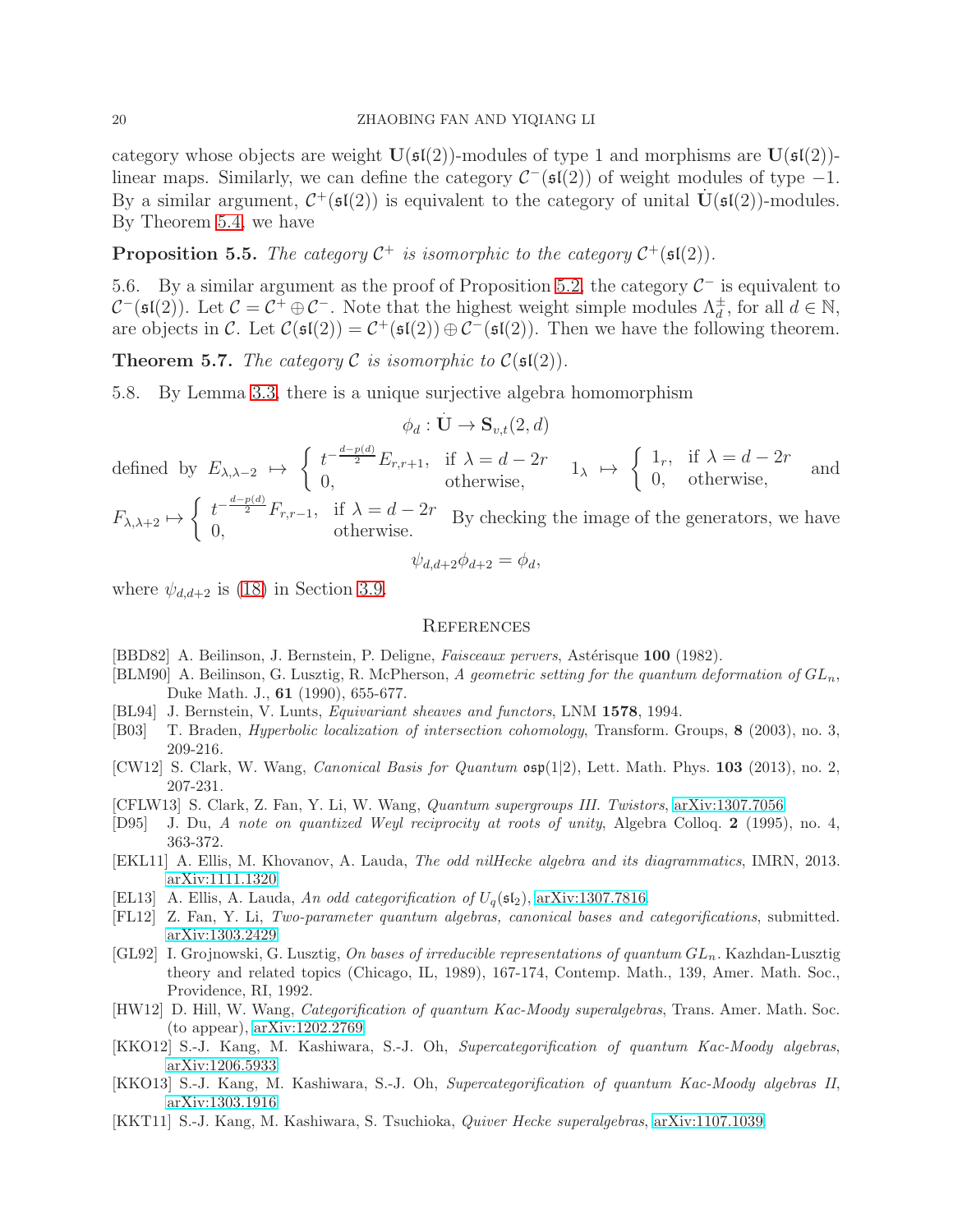category whose objects are weight $\mathbf{U}(\mathfrak{sl}(2))$-modules of type 1 and morphisms are $\mathbf{U}(\mathfrak{sl}(2))$-linear maps. Similarly, we can define the category $\mathcal{C}^-(\mathfrak{sl}(2))$ of weight modules of type $-1$. By a similar argument, $\mathcal{C}^+(\mathfrak{sl}(2))$ is equivalent to the category of unital $\dot{\mathbf{U}}(\mathfrak{sl}(2))$-modules. By Theorem 5.4, we have

**Proposition 5.5.** *The category $\mathcal{C}^+$ is isomorphic to the category $\mathcal{C}^+(\mathfrak{sl}(2))$.*

5.6. By a similar argument as the proof of Proposition 5.2, the category $\mathcal{C}^-$ is equivalent to $\mathcal{C}^-(\mathfrak{sl}(2))$. Let $\mathcal{C} = \mathcal{C}^+ \oplus \mathcal{C}^-$. Note that the highest weight simple modules $\Lambda_d^{\pm}$, for all $d \in \mathbb{N}$, are objects in $\mathcal{C}$. Let $\mathcal{C}(\mathfrak{sl}(2)) = \mathcal{C}^+(\mathfrak{sl}(2)) \oplus \mathcal{C}^-(\mathfrak{sl}(2))$. Then we have the following theorem.

**Theorem 5.7.** *The category $\mathcal{C}$ is isomorphic to $\mathcal{C}(\mathfrak{sl}(2))$.*

5.8. By Lemma 3.3, there is a unique surjective algebra homomorphism

$$\phi_d : \dot{\mathbf{U}} \to \mathbf{S}_{v,t}(2,d)$$

defined by $E_{\lambda,\lambda-2} \mapsto \begin{cases} t^{-\frac{d-p(d)}{2}} E_{r,r+1}, & \text{if } \lambda = d-2r \\ 0, & \text{otherwise,} \end{cases}$ $\quad 1_\lambda \mapsto \begin{cases} 1_r, & \text{if } \lambda = d-2r \\ 0, & \text{otherwise,} \end{cases}$ and $F_{\lambda,\lambda+2} \mapsto \begin{cases} t^{-\frac{d-p(d)}{2}} F_{r,r-1}, & \text{if } \lambda = d-2r \\ 0, & \text{otherwise.} \end{cases}$ By checking the image of the generators, we have

$$\psi_{d,d+2}\phi_{d+2} = \phi_d,$$

where $\psi_{d,d+2}$ is (18) in Section 3.9.

## References

[BBD82] A. Beilinson, J. Bernstein, P. Deligne, *Faisceaux pervers*, Astérisque **100** (1982).

[BLM90] A. Beilinson, G. Lusztig, R. McPherson, *A geometric setting for the quantum deformation of $GL_n$*, Duke Math. J., **61** (1990), 655-677.

[BL94] J. Bernstein, V. Lunts, *Equivariant sheaves and functors*, LNM **1578**, 1994.

[B03] T. Braden, *Hyperbolic localization of intersection cohomology*, Transform. Groups, **8** (2003), no. 3, 209-216.

[CW12] S. Clark, W. Wang, *Canonical Basis for Quantum $\mathfrak{osp}(1|2)$*, Lett. Math. Phys. **103** (2013), no. 2, 207-231.

[CFLW13] S. Clark, Z. Fan, Y. Li, W. Wang, *Quantum supergroups III. Twistors*, arXiv:1307.7056

[D95] J. Du, *A note on quantized Weyl reciprocity at roots of unity*, Algebra Colloq. **2** (1995), no. 4, 363-372.

[EKL11] A. Ellis, M. Khovanov, A. Lauda, *The odd nilHecke algebra and its diagrammatics*, IMRN, 2013. arXiv:1111.1320

[EL13] A. Ellis, A. Lauda, *An odd categorification of $U_q(\mathfrak{sl}_2)$*, arXiv:1307.7816.

[FL12] Z. Fan, Y. Li, *Two-parameter quantum algebras, canonical bases and categorifications*, submitted. arXiv:1303.2429

[GL92] I. Grojnowski, G. Lusztig, *On bases of irreducible representations of quantum $GL_n$*. Kazhdan-Lusztig theory and related topics (Chicago, IL, 1989), 167-174, Contemp. Math., 139, Amer. Math. Soc., Providence, RI, 1992.

[HW12] D. Hill, W. Wang, *Categorification of quantum Kac-Moody superalgebras*, Trans. Amer. Math. Soc. (to appear), arXiv:1202.2769

[KKO12] S.-J. Kang, M. Kashiwara, S.-J. Oh, *Supercategorification of quantum Kac-Moody algebras*, arXiv:1206.5933

[KKO13] S.-J. Kang, M. Kashiwara, S.-J. Oh, *Supercategorification of quantum Kac-Moody algebras II*, arXiv:1303.1916

[KKT11] S.-J. Kang, M. Kashiwara, S. Tsuchioka, *Quiver Hecke superalgebras*, arXiv:1107.1039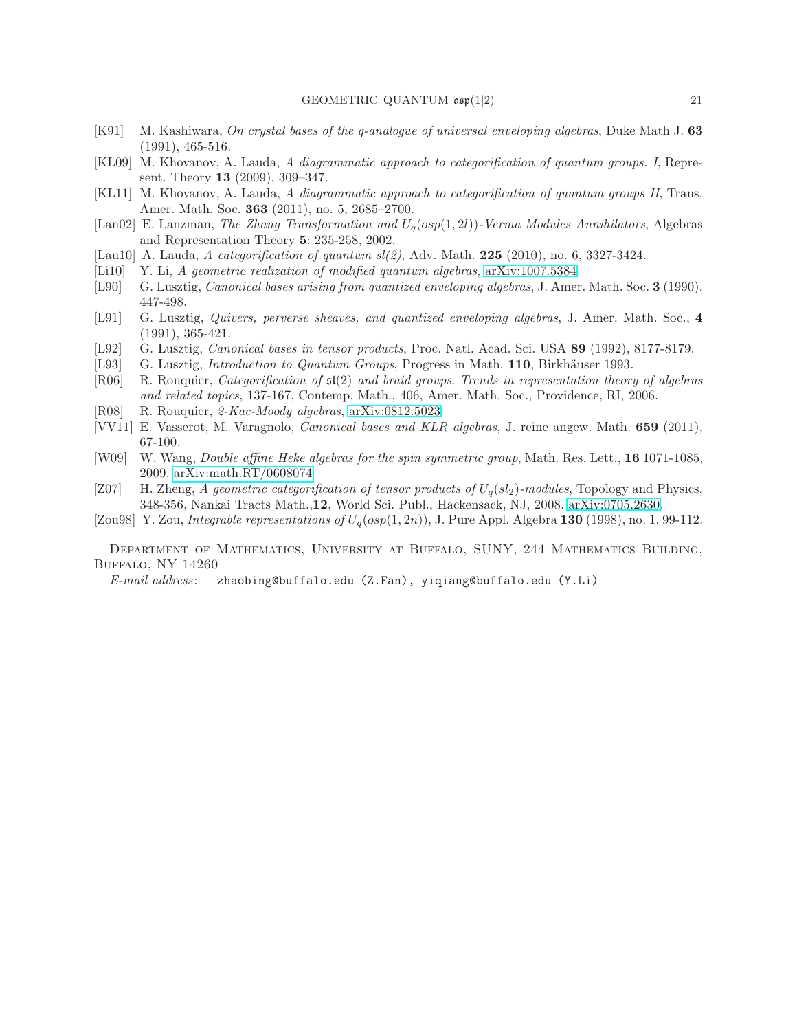- [K91] M. Kashiwara, *On crystal bases of the q-analogue of universal enveloping algebras*, Duke Math J. **63** (1991), 465-516.
- [KL09] M. Khovanov, A. Lauda, *A diagrammatic approach to categorification of quantum groups. I*, Represent. Theory **13** (2009), 309–347.
- [KL11] M. Khovanov, A. Lauda, *A diagrammatic approach to categorification of quantum groups II*, Trans. Amer. Math. Soc. **363** (2011), no. 5, 2685–2700.
- [Lan02] E. Lanzman, *The Zhang Transformation and $U_q(osp(1,2l))$-Verma Modules Annihilators*, Algebras and Representation Theory **5**: 235-258, 2002.
- [Lau10] A. Lauda, *A categorification of quantum sl(2)*, Adv. Math. **225** (2010), no. 6, 3327-3424.
- [Li10] Y. Li, *A geometric realization of modified quantum algebras*, arXiv:1007.5384
- [L90] G. Lusztig, *Canonical bases arising from quantized enveloping algebras*, J. Amer. Math. Soc. **3** (1990), 447-498.
- [L91] G. Lusztig, *Quivers, perverse sheaves, and quantized enveloping algebras*, J. Amer. Math. Soc., **4** (1991), 365-421.
- [L92] G. Lusztig, *Canonical bases in tensor products*, Proc. Natl. Acad. Sci. USA **89** (1992), 8177-8179.
- [L93] G. Lusztig, *Introduction to Quantum Groups*, Progress in Math. **110**, Birkhäuser 1993.
- [R06] R. Rouquier, *Categorification of $\mathfrak{sl}(2)$ and braid groups. Trends in representation theory of algebras and related topics*, 137-167, Contemp. Math., 406, Amer. Math. Soc., Providence, RI, 2006.
- [R08] R. Rouquier, *2-Kac-Moody algebras*, arXiv:0812.5023
- [VV11] E. Vasserot, M. Varagnolo, *Canonical bases and KLR algebras*, J. reine angew. Math. **659** (2011), 67-100.
- [W09] W. Wang, *Double affine Heke algebras for the spin symmetric group*, Math. Res. Lett., **16** 1071-1085, 2009. arXiv:math.RT/0608074
- [Z07] H. Zheng, *A geometric categorification of tensor products of $U_q(sl_2)$-modules*, Topology and Physics, 348-356, Nankai Tracts Math.,**12**, World Sci. Publ., Hackensack, NJ, 2008. arXiv:0705.2630.
- [Zou98] Y. Zou, *Integrable representations of $U_q(osp(1,2n))$*, J. Pure Appl. Algebra **130** (1998), no. 1, 99-112.

Department of Mathematics, University at Buffalo, SUNY, 244 Mathematics Building, Buffalo, NY 14260

*E-mail address*: `zhaobing@buffalo.edu (Z.Fan), yiqiang@buffalo.edu (Y.Li)`